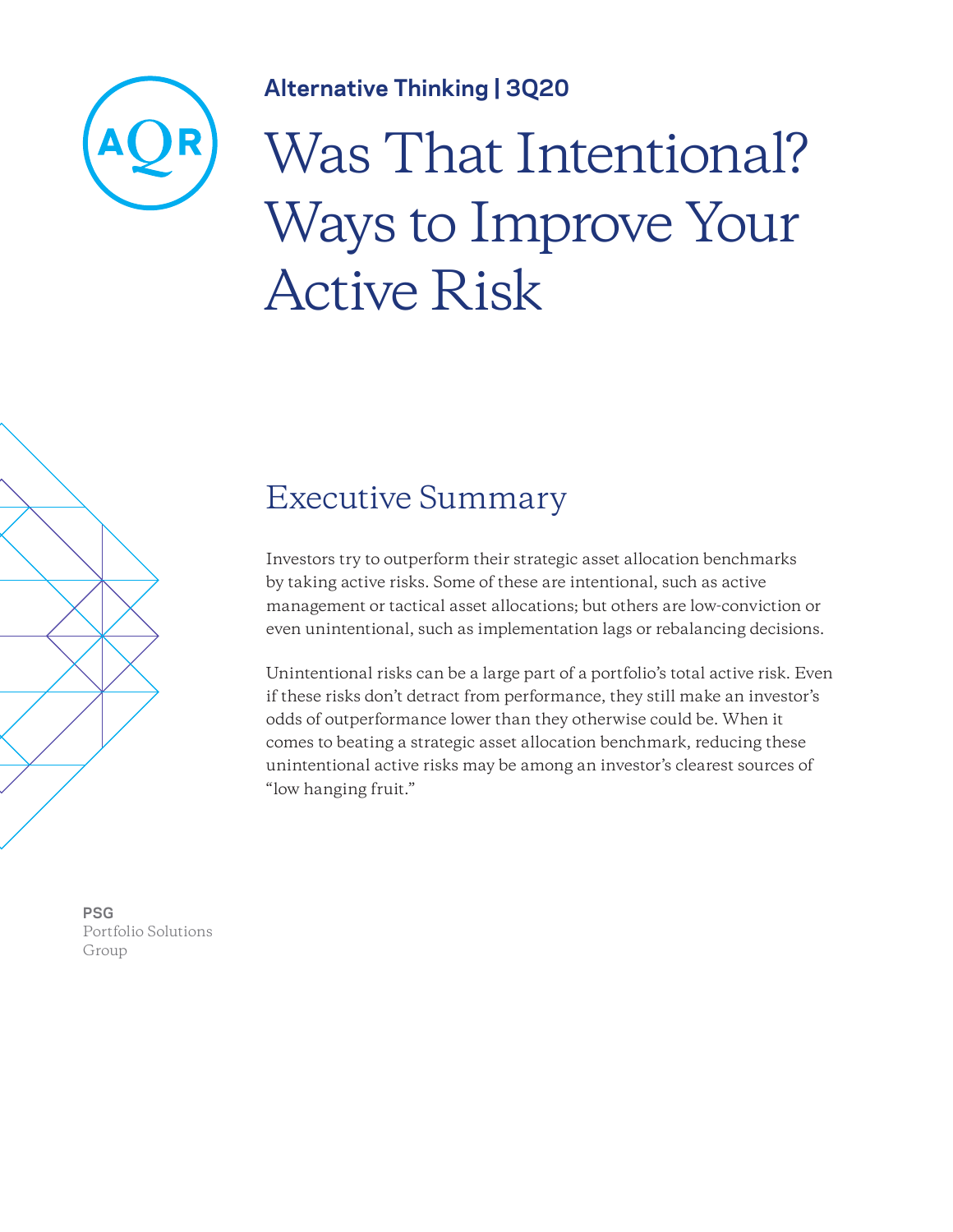AQR

**Alternative Thinking | 3Q20**

# Was That Intentional? Ways to Improve Your Active Risk

## Executive Summary

Investors try to outperform their strategic asset allocation benchmarks by taking active risks. Some of these are intentional, such as active management or tactical asset allocations; but others are low-conviction or even unintentional, such as implementation lags or rebalancing decisions.

Unintentional risks can be a large part of a portfolio's total active risk. Even if these risks don't detract from performance, they still make an investor's odds of outperformance lower than they otherwise could be. When it comes to beating a strategic asset allocation benchmark, reducing these unintentional active risks may be among an investor's clearest sources of "low hanging fruit."

**PSG**
Portfolio Solutions Group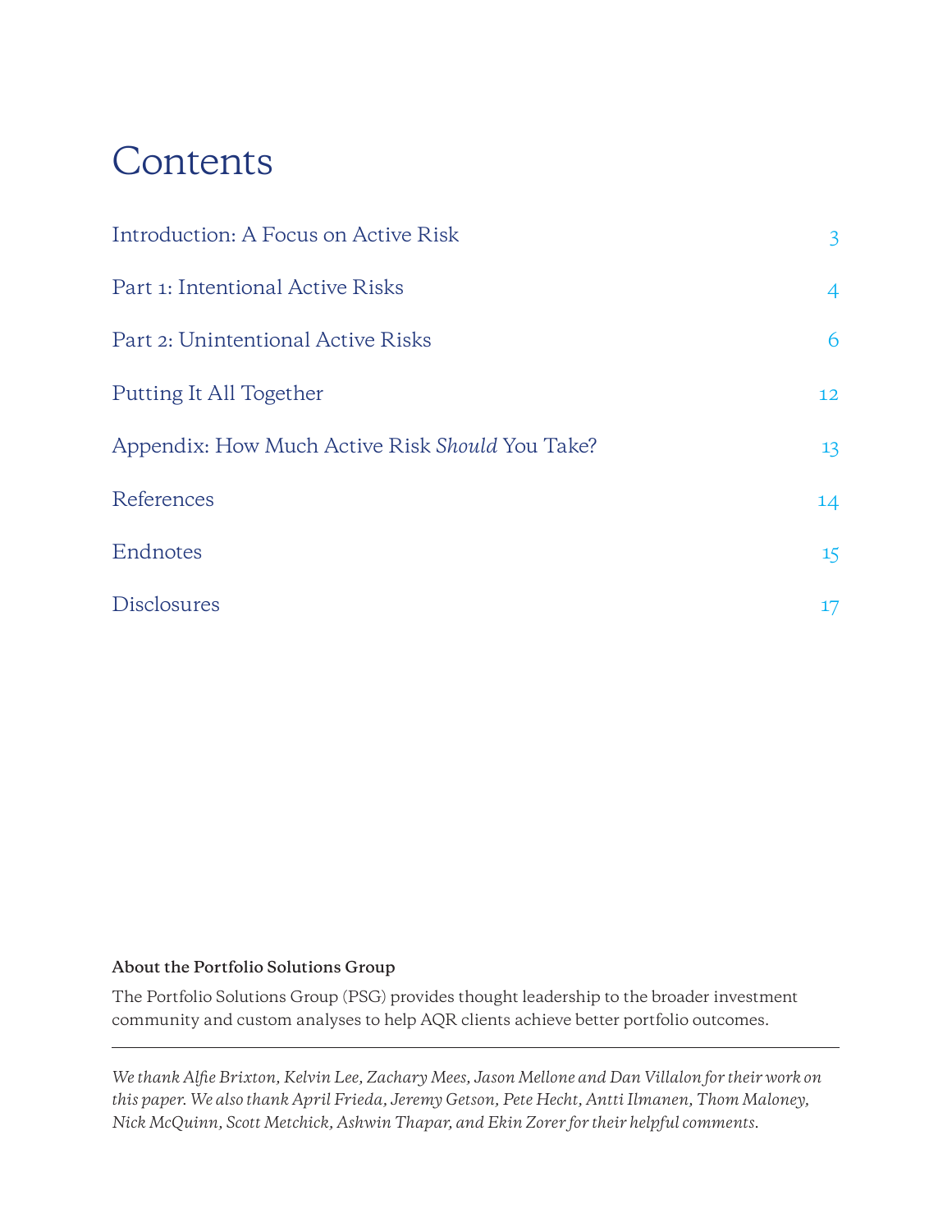# Contents

| | |
|---|---|
| Introduction: A Focus on Active Risk | 3 |
| Part 1: Intentional Active Risks | 4 |
| Part 2: Unintentional Active Risks | 6 |
| Putting It All Together | 12 |
| Appendix: How Much Active Risk *Should* You Take? | 13 |
| References | 14 |
| Endnotes | 15 |
| Disclosures | 17 |

**About the Portfolio Solutions Group**

The Portfolio Solutions Group (PSG) provides thought leadership to the broader investment community and custom analyses to help AQR clients achieve better portfolio outcomes.

---

*We thank Alfie Brixton, Kelvin Lee, Zachary Mees, Jason Mellone and Dan Villalon for their work on this paper. We also thank April Frieda, Jeremy Getson, Pete Hecht, Antti Ilmanen, Thom Maloney, Nick McQuinn, Scott Metchick, Ashwin Thapar, and Ekin Zorer for their helpful comments.*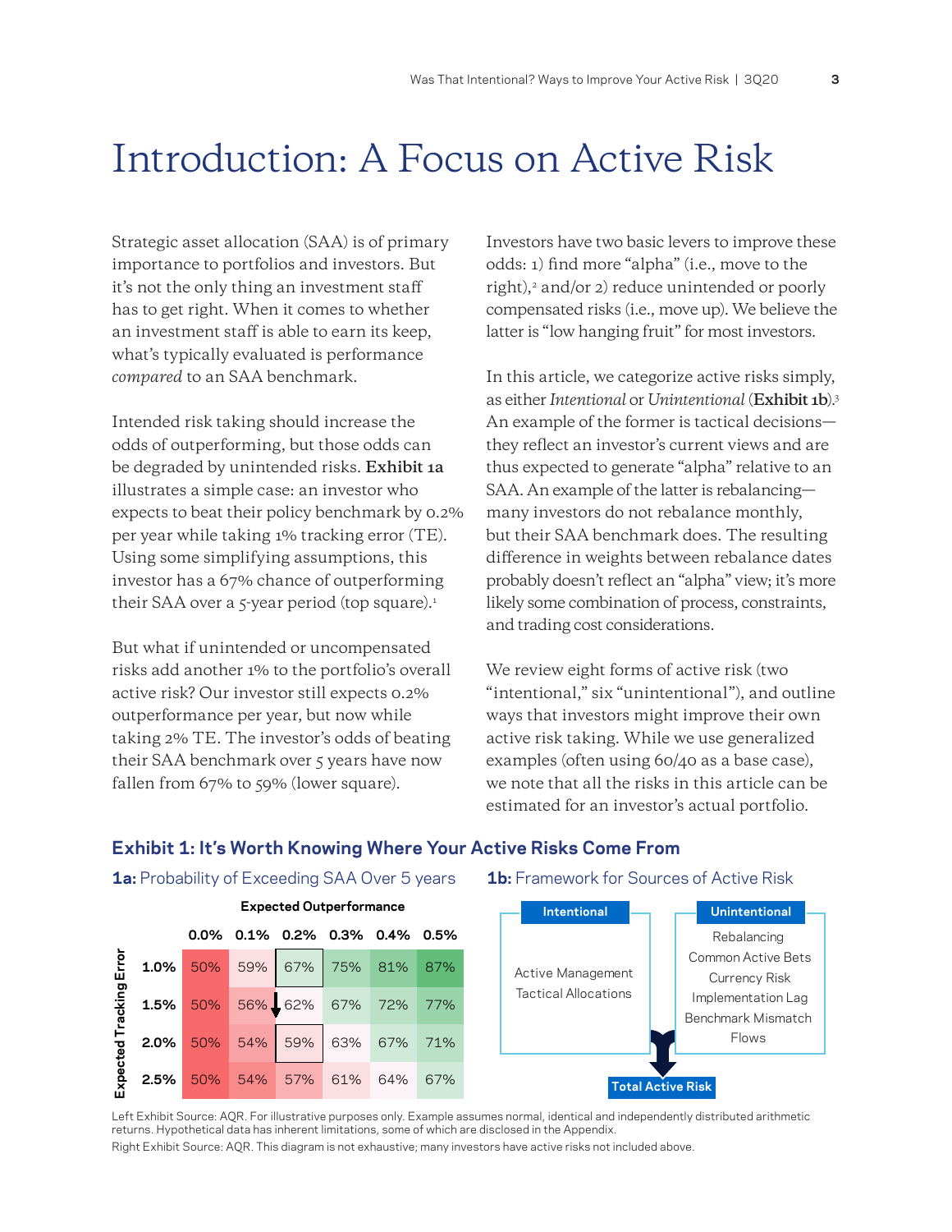# Introduction: A Focus on Active Risk

Strategic asset allocation (SAA) is of primary importance to portfolios and investors. But it's not the only thing an investment staff has to get right. When it comes to whether an investment staff is able to earn its keep, what's typically evaluated is performance *compared* to an SAA benchmark.

Intended risk taking should increase the odds of outperforming, but those odds can be degraded by unintended risks. **Exhibit 1a** illustrates a simple case: an investor who expects to beat their policy benchmark by 0.2% per year while taking 1% tracking error (TE). Using some simplifying assumptions, this investor has a 67% chance of outperforming their SAA over a 5-year period (top square).[1]

But what if unintended or uncompensated risks add another 1% to the portfolio's overall active risk? Our investor still expects 0.2% outperformance per year, but now while taking 2% TE. The investor's odds of beating their SAA benchmark over 5 years have now fallen from 67% to 59% (lower square).

Investors have two basic levers to improve these odds: 1) find more "alpha" (i.e., move to the right),[2] and/or 2) reduce unintended or poorly compensated risks (i.e., move up). We believe the latter is "low hanging fruit" for most investors.

In this article, we categorize active risks simply, as either *Intentional* or *Unintentional* (**Exhibit 1b**).[3] An example of the former is tactical decisions—they reflect an investor's current views and are thus expected to generate "alpha" relative to an SAA. An example of the latter is rebalancing—many investors do not rebalance monthly, but their SAA benchmark does. The resulting difference in weights between rebalance dates probably doesn't reflect an "alpha" view; it's more likely some combination of process, constraints, and trading cost considerations.

We review eight forms of active risk (two "intentional," six "unintentional"), and outline ways that investors might improve their own active risk taking. While we use generalized examples (often using 60/40 as a base case), we note that all the risks in this article can be estimated for an investor's actual portfolio.

## Exhibit 1: It's Worth Knowing Where Your Active Risks Come From

**1a:** Probability of Exceeding SAA Over 5 years

| Expected Tracking Error | Expected Outperformance 0.0% | 0.1% | 0.2% | 0.3% | 0.4% | 0.5% |
|---|---|---|---|---|---|---|
| 1.0% | 50% | 59% | 67% | 75% | 81% | 87% |
| 1.5% | 50% | 56% | 62% | 67% | 72% | 77% |
| 2.0% | 50% | 54% | 59% | 63% | 67% | 71% |
| 2.5% | 50% | 54% | 57% | 61% | 64% | 67% |

**1b:** Framework for Sources of Active Risk

| Intentional | Unintentional |
|---|---|
| Active Management | Rebalancing |
| Tactical Allocations | Common Active Bets |
| | Currency Risk |
| | Implementation Lag |
| | Benchmark Mismatch |
| | Flows |

Intentional + Unintentional → **Total Active Risk**

Left Exhibit Source: AQR. For illustrative purposes only. Example assumes normal, identical and independently distributed arithmetic returns. Hypothetical data has inherent limitations, some of which are disclosed in the Appendix.

Right Exhibit Source: AQR. This diagram is not exhaustive; many investors have active risks not included above.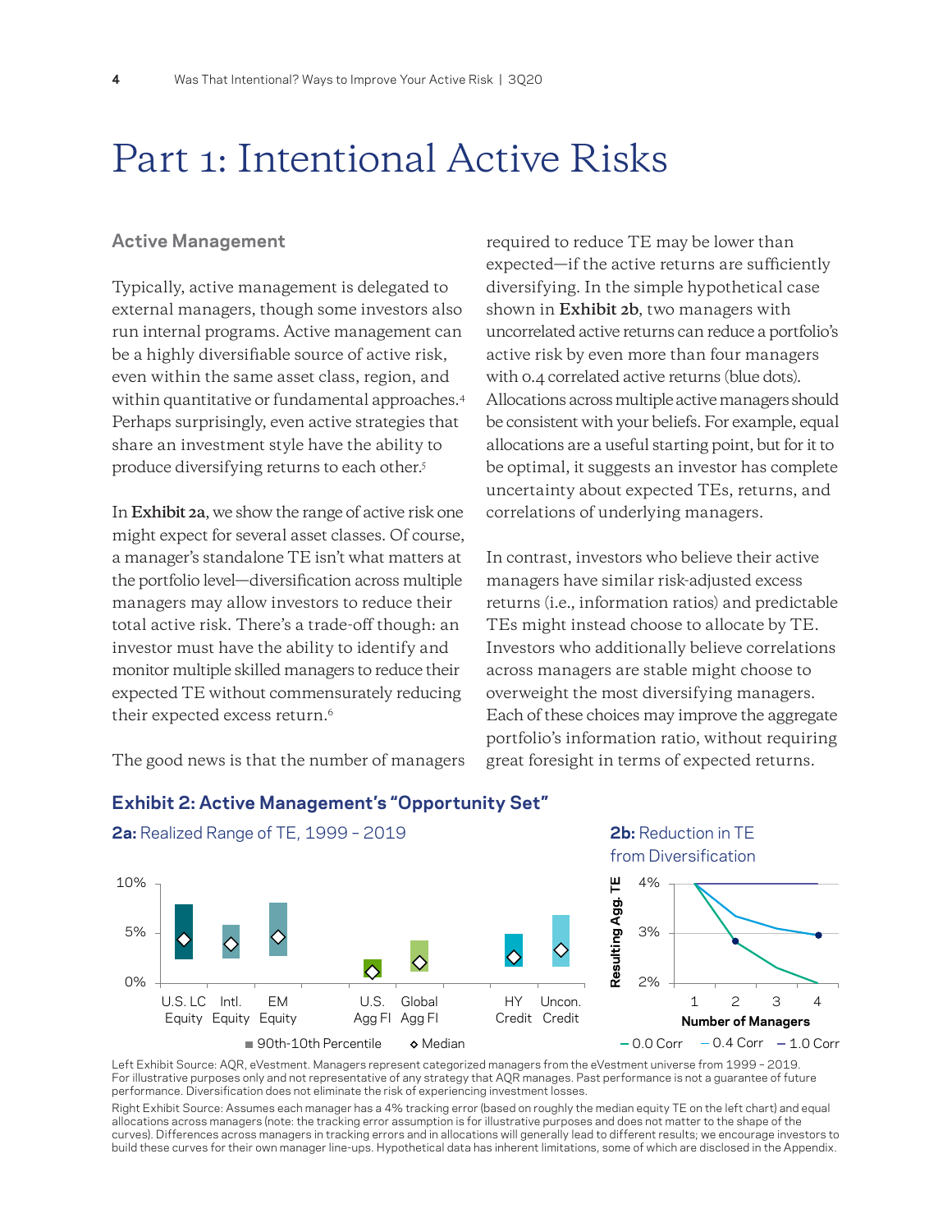# Part 1: Intentional Active Risks

### Active Management

Typically, active management is delegated to external managers, though some investors also run internal programs. Active management can be a highly diversifiable source of active risk, even within the same asset class, region, and within quantitative or fundamental approaches.[4] Perhaps surprisingly, even active strategies that share an investment style have the ability to produce diversifying returns to each other.[5]

In **Exhibit 2a**, we show the range of active risk one might expect for several asset classes. Of course, a manager's standalone TE isn't what matters at the portfolio level—diversification across multiple managers may allow investors to reduce their total active risk. There's a trade-off though: an investor must have the ability to identify and monitor multiple skilled managers to reduce their expected TE without commensurately reducing their expected excess return.[6]

The good news is that the number of managers required to reduce TE may be lower than expected—if the active returns are sufficiently diversifying. In the simple hypothetical case shown in **Exhibit 2b**, two managers with uncorrelated active returns can reduce a portfolio's active risk by even more than four managers with 0.4 correlated active returns (blue dots). Allocations across multiple active managers should be consistent with your beliefs. For example, equal allocations are a useful starting point, but for it to be optimal, it suggests an investor has complete uncertainty about expected TEs, returns, and correlations of underlying managers.

In contrast, investors who believe their active managers have similar risk-adjusted excess returns (i.e., information ratios) and predictable TEs might instead choose to allocate by TE. Investors who additionally believe correlations across managers are stable might choose to overweight the most diversifying managers. Each of these choices may improve the aggregate portfolio's information ratio, without requiring great foresight in terms of expected returns.

### Exhibit 2: Active Management's "Opportunity Set"

**2a:** Realized Range of TE, 1999 – 2019

**2b:** Reduction in TE from Diversification

Left Exhibit Source: AQR, eVestment. Managers represent categorized managers from the eVestment universe from 1999 – 2019. For illustrative purposes only and not representative of any strategy that AQR manages. Past performance is not a guarantee of future performance. Diversification does not eliminate the risk of experiencing investment losses.

Right Exhibit Source: Assumes each manager has a 4% tracking error (based on roughly the median equity TE on the left chart) and equal allocations across managers (note: the tracking error assumption is for illustrative purposes and does not matter to the shape of the curves). Differences across managers in tracking errors and in allocations will generally lead to different results; we encourage investors to build these curves for their own manager line-ups. Hypothetical data has inherent limitations, some of which are disclosed in the Appendix.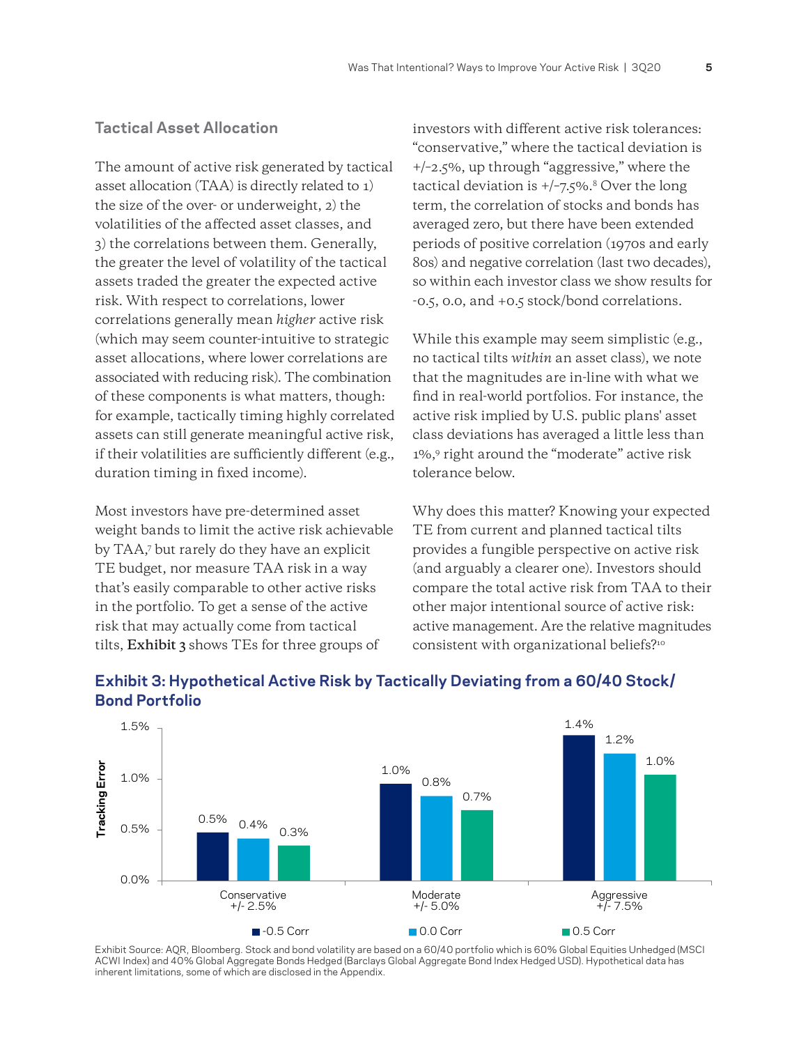## Tactical Asset Allocation

The amount of active risk generated by tactical asset allocation (TAA) is directly related to 1) the size of the over- or underweight, 2) the volatilities of the affected asset classes, and 3) the correlations between them. Generally, the greater the level of volatility of the tactical assets traded the greater the expected active risk. With respect to correlations, lower correlations generally mean *higher* active risk (which may seem counter-intuitive to strategic asset allocations, where lower correlations are associated with reducing risk). The combination of these components is what matters, though: for example, tactically timing highly correlated assets can still generate meaningful active risk, if their volatilities are sufficiently different (e.g., duration timing in fixed income).

Most investors have pre-determined asset weight bands to limit the active risk achievable by TAA,[7] but rarely do they have an explicit TE budget, nor measure TAA risk in a way that's easily comparable to other active risks in the portfolio. To get a sense of the active risk that may actually come from tactical tilts, **Exhibit 3** shows TEs for three groups of investors with different active risk tolerances: "conservative," where the tactical deviation is +/-2.5%, up through "aggressive," where the tactical deviation is +/-7.5%.[8] Over the long term, the correlation of stocks and bonds has averaged zero, but there have been extended periods of positive correlation (1970s and early 80s) and negative correlation (last two decades), so within each investor class we show results for -0.5, 0.0, and +0.5 stock/bond correlations.

While this example may seem simplistic (e.g., no tactical tilts *within* an asset class), we note that the magnitudes are in-line with what we find in real-world portfolios. For instance, the active risk implied by U.S. public plans' asset class deviations has averaged a little less than 1%,[9] right around the "moderate" active risk tolerance below.

Why does this matter? Knowing your expected TE from current and planned tactical tilts provides a fungible perspective on active risk (and arguably a clearer one). Investors should compare the total active risk from TAA to their other major intentional source of active risk: active management. Are the relative magnitudes consistent with organizational beliefs?[10]

### Exhibit 3: Hypothetical Active Risk by Tactically Deviating from a 60/40 Stock/Bond Portfolio

| Tracking Error | -0.5 Corr | 0.0 Corr | 0.5 Corr |
|---|---|---|---|
| Conservative +/- 2.5% | 0.5% | 0.4% | 0.3% |
| Moderate +/- 5.0% | 1.0% | 0.8% | 0.7% |
| Aggressive +/- 7.5% | 1.4% | 1.2% | 1.0% |

Exhibit Source: AQR, Bloomberg. Stock and bond volatility are based on a 60/40 portfolio which is 60% Global Equities Unhedged (MSCI ACWI Index) and 40% Global Aggregate Bonds Hedged (Barclays Global Aggregate Bond Index Hedged USD). Hypothetical data has inherent limitations, some of which are disclosed in the Appendix.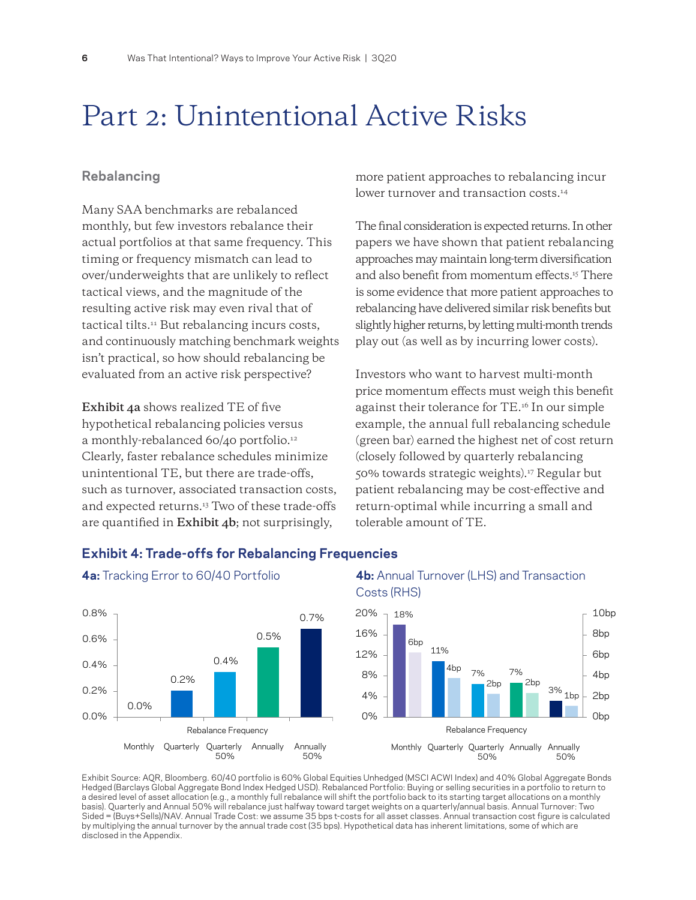# Part 2: Unintentional Active Risks

## Rebalancing

Many SAA benchmarks are rebalanced monthly, but few investors rebalance their actual portfolios at that same frequency. This timing or frequency mismatch can lead to over/underweights that are unlikely to reflect tactical views, and the magnitude of the resulting active risk may even rival that of tactical tilts.[11] But rebalancing incurs costs, and continuously matching benchmark weights isn't practical, so how should rebalancing be evaluated from an active risk perspective?

**Exhibit 4a** shows realized TE of five hypothetical rebalancing policies versus a monthly-rebalanced 60/40 portfolio.[12] Clearly, faster rebalance schedules minimize unintentional TE, but there are trade-offs, such as turnover, associated transaction costs, and expected returns.[13] Two of these trade-offs are quantified in **Exhibit 4b**; not surprisingly, more patient approaches to rebalancing incur lower turnover and transaction costs.[14]

The final consideration is expected returns. In other papers we have shown that patient rebalancing approaches may maintain long-term diversification and also benefit from momentum effects.[15] There is some evidence that more patient approaches to rebalancing have delivered similar risk benefits but slightly higher returns, by letting multi-month trends play out (as well as by incurring lower costs).

Investors who want to harvest multi-month price momentum effects must weigh this benefit against their tolerance for TE.[16] In our simple example, the annual full rebalancing schedule (green bar) earned the highest net of cost return (closely followed by quarterly rebalancing 50% towards strategic weights).[17] Regular but patient rebalancing may be cost-effective and return-optimal while incurring a small and tolerable amount of TE.

### Exhibit 4: Trade-offs for Rebalancing Frequencies

**4a:** Tracking Error to 60/40 Portfolio

| Rebalance Frequency | Tracking Error |
|---|---|
| Monthly | 0.0% |
| Quarterly | 0.2% |
| Quarterly 50% | 0.4% |
| Annually | 0.5% |
| Annually 50% | 0.7% |

**4b:** Annual Turnover (LHS) and Transaction Costs (RHS)

| Rebalance Frequency | Annual Turnover | Transaction Costs |
|---|---|---|
| Monthly | 18% | 6bp |
| Quarterly | 11% | 4bp |
| Quarterly 50% | 7% | 2bp |
| Annually | 7% | 2bp |
| Annually 50% | 3% | 1bp |

Exhibit Source: AQR, Bloomberg. 60/40 portfolio is 60% Global Equities Unhedged (MSCI ACWI Index) and 40% Global Aggregate Bonds Hedged (Barclays Global Aggregate Bond Index Hedged USD). Rebalanced Portfolio: Buying or selling securities in a portfolio to return to a desired level of asset allocation (e.g., a monthly full rebalance will shift the portfolio back to its starting target allocations on a monthly basis). Quarterly and Annual 50% will rebalance just halfway toward target weights on a quarterly/annual basis. Annual Turnover: Two Sided = (Buys+Sells)/NAV. Annual Trade Cost: we assume 35 bps t-costs for all asset classes. Annual transaction cost figure is calculated by multiplying the annual turnover by the annual trade cost (35 bps). Hypothetical data has inherent limitations, some of which are disclosed in the Appendix.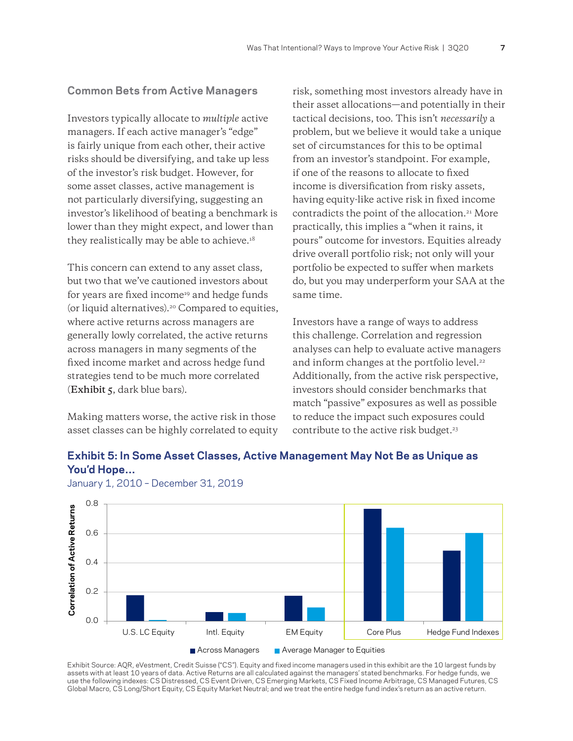## Common Bets from Active Managers

Investors typically allocate to *multiple* active managers. If each active manager's "edge" is fairly unique from each other, their active risks should be diversifying, and take up less of the investor's risk budget. However, for some asset classes, active management is not particularly diversifying, suggesting an investor's likelihood of beating a benchmark is lower than they might expect, and lower than they realistically may be able to achieve.[18]

This concern can extend to any asset class, but two that we've cautioned investors about for years are fixed income[19] and hedge funds (or liquid alternatives).[20] Compared to equities, where active returns across managers are generally lowly correlated, the active returns across managers in many segments of the fixed income market and across hedge fund strategies tend to be much more correlated (**Exhibit 5**, dark blue bars).

Making matters worse, the active risk in those asset classes can be highly correlated to equity risk, something most investors already have in their asset allocations—and potentially in their tactical decisions, too. This isn't *necessarily* a problem, but we believe it would take a unique set of circumstances for this to be optimal from an investor's standpoint. For example, if one of the reasons to allocate to fixed income is diversification from risky assets, having equity-like active risk in fixed income contradicts the point of the allocation.[21] More practically, this implies a "when it rains, it pours" outcome for investors. Equities already drive overall portfolio risk; not only will your portfolio be expected to suffer when markets do, but you may underperform your SAA at the same time.

Investors have a range of ways to address this challenge. Correlation and regression analyses can help to evaluate active managers and inform changes at the portfolio level.[22] Additionally, from the active risk perspective, investors should consider benchmarks that match "passive" exposures as well as possible to reduce the impact such exposures could contribute to the active risk budget.[23]

### Exhibit 5: In Some Asset Classes, Active Management May Not Be as Unique as You'd Hope...

January 1, 2010 – December 31, 2019

Correlation of Active Returns

| | Across Managers | Average Manager to Equities |
|---|---|---|
| U.S. LC Equity | 0.18 | 0.01 |
| Intl. Equity | 0.06 | 0.05 |
| EM Equity | 0.17 | 0.09 |
| Core Plus | 0.77 | 0.64 |
| Hedge Fund Indexes | 0.48 | 0.60 |

Exhibit Source: AQR, eVestment, Credit Suisse ("CS"). Equity and fixed income managers used in this exhibit are the 10 largest funds by assets with at least 10 years of data. Active Returns are all calculated against the managers' stated benchmarks. For hedge funds, we use the following indexes: CS Distressed, CS Event Driven, CS Emerging Markets, CS Fixed Income Arbitrage, CS Managed Futures, CS Global Macro, CS Long/Short Equity, CS Equity Market Neutral; and we treat the entire hedge fund index's return as an active return.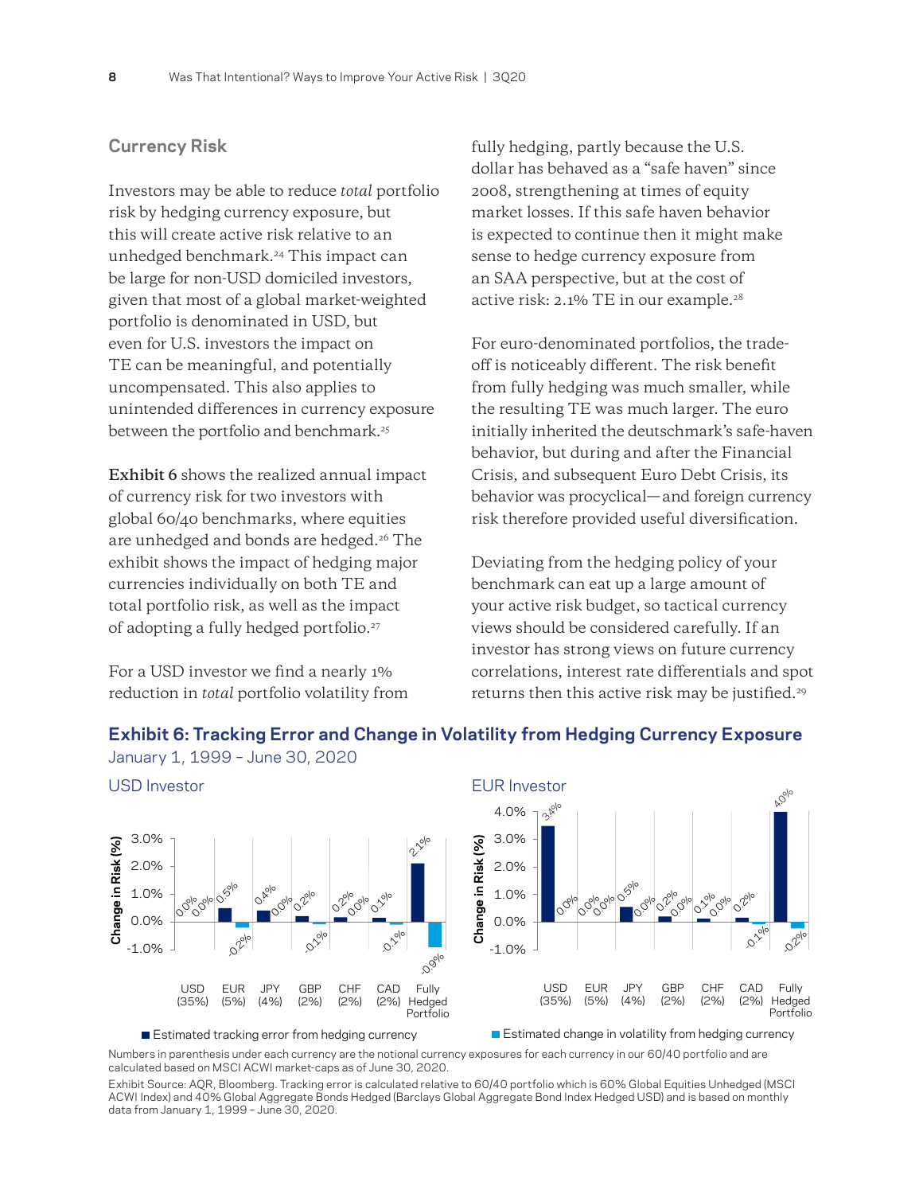## Currency Risk

Investors may be able to reduce *total* portfolio risk by hedging currency exposure, but this will create active risk relative to an unhedged benchmark.[24] This impact can be large for non-USD domiciled investors, given that most of a global market-weighted portfolio is denominated in USD, but even for U.S. investors the impact on TE can be meaningful, and potentially uncompensated. This also applies to unintended differences in currency exposure between the portfolio and benchmark.[25]

**Exhibit 6** shows the realized annual impact of currency risk for two investors with global 60/40 benchmarks, where equities are unhedged and bonds are hedged.[26] The exhibit shows the impact of hedging major currencies individually on both TE and total portfolio risk, as well as the impact of adopting a fully hedged portfolio.[27]

For a USD investor we find a nearly 1% reduction in *total* portfolio volatility from fully hedging, partly because the U.S. dollar has behaved as a "safe haven" since 2008, strengthening at times of equity market losses. If this safe haven behavior is expected to continue then it might make sense to hedge currency exposure from an SAA perspective, but at the cost of active risk: 2.1% TE in our example.[28]

For euro-denominated portfolios, the trade-off is noticeably different. The risk benefit from fully hedging was much smaller, while the resulting TE was much larger. The euro initially inherited the deutschmark's safe-haven behavior, but during and after the Financial Crisis, and subsequent Euro Debt Crisis, its behavior was procyclical—and foreign currency risk therefore provided useful diversification.

Deviating from the hedging policy of your benchmark can eat up a large amount of your active risk budget, so tactical currency views should be considered carefully. If an investor has strong views on future currency correlations, interest rate differentials and spot returns then this active risk may be justified.[29]

### Exhibit 6: Tracking Error and Change in Volatility from Hedging Currency Exposure

January 1, 1999 – June 30, 2020

**USD Investor**

| Change in Risk (%) | USD (35%) | EUR (5%) | JPY (4%) | GBP (2%) | CHF (2%) | CAD (2%) | Fully Hedged Portfolio |
|---|---|---|---|---|---|---|---|
| Estimated tracking error from hedging currency | 0.0% | 0.5% | 0.4% | 0.2% | 0.2% | 0.1% | 2.1% |
| Estimated change in volatility from hedging currency | 0.0% | -0.2% | 0.0% | -0.1% | 0.0% | -0.1% | -0.9% |

**EUR Investor**

| Change in Risk (%) | USD (35%) | EUR (5%) | JPY (4%) | GBP (2%) | CHF (2%) | CAD (2%) | Fully Hedged Portfolio |
|---|---|---|---|---|---|---|---|
| Estimated tracking error from hedging currency | 3.4% | 0.0% | 0.5% | 0.2% | 0.1% | 0.2% | 4.0% |
| Estimated change in volatility from hedging currency | 0.0% | 0.0% | 0.0% | 0.0% | 0.0% | -0.1% | -0.2% |

Numbers in parenthesis under each currency are the notional currency exposures for each currency in our 60/40 portfolio and are calculated based on MSCI ACWI market-caps as of June 30, 2020.

Exhibit Source: AQR, Bloomberg. Tracking error is calculated relative to 60/40 portfolio which is 60% Global Equities Unhedged (MSCI ACWI Index) and 40% Global Aggregate Bonds Hedged (Barclays Global Aggregate Bond Index Hedged USD) and is based on monthly data from January 1, 1999 – June 30, 2020.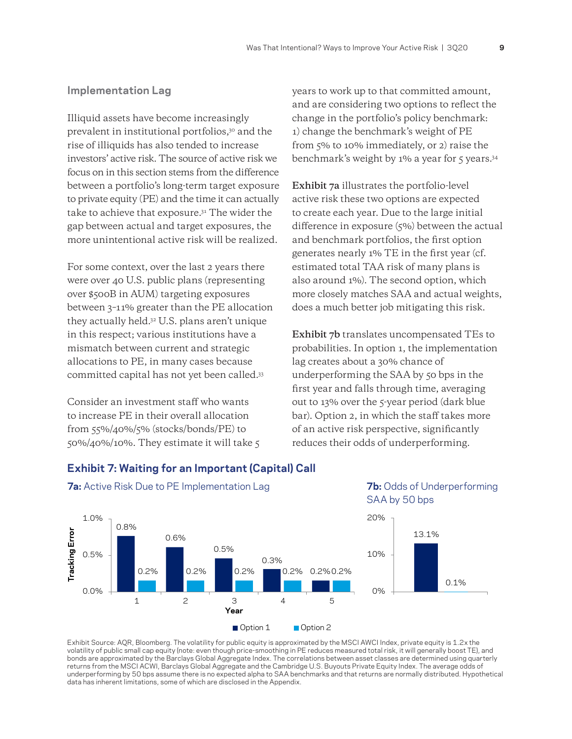## Implementation Lag

Illiquid assets have become increasingly prevalent in institutional portfolios,[30] and the rise of illiquids has also tended to increase investors' active risk. The source of active risk we focus on in this section stems from the difference between a portfolio's long-term target exposure to private equity (PE) and the time it can actually take to achieve that exposure.[31] The wider the gap between actual and target exposures, the more unintentional active risk will be realized.

For some context, over the last 2 years there were over 40 U.S. public plans (representing over $500B in AUM) targeting exposures between 3–11% greater than the PE allocation they actually held.[32] U.S. plans aren't unique in this respect; various institutions have a mismatch between current and strategic allocations to PE, in many cases because committed capital has not yet been called.[33]

Consider an investment staff who wants to increase PE in their overall allocation from 55%/40%/5% (stocks/bonds/PE) to 50%/40%/10%. They estimate it will take 5 years to work up to that committed amount, and are considering two options to reflect the change in the portfolio's policy benchmark: 1) change the benchmark's weight of PE from 5% to 10% immediately, or 2) raise the benchmark's weight by 1% a year for 5 years.[34]

**Exhibit 7a** illustrates the portfolio-level active risk these two options are expected to create each year. Due to the large initial difference in exposure (5%) between the actual and benchmark portfolios, the first option generates nearly 1% TE in the first year (cf. estimated total TAA risk of many plans is also around 1%). The second option, which more closely matches SAA and actual weights, does a much better job mitigating this risk.

**Exhibit 7b** translates uncompensated TEs to probabilities. In option 1, the implementation lag creates about a 30% chance of underperforming the SAA by 50 bps in the first year and falls through time, averaging out to 13% over the 5-year period (dark blue bar). Option 2, in which the staff takes more of an active risk perspective, significantly reduces their odds of underperforming.

### Exhibit 7: Waiting for an Important (Capital) Call

**7a:** Active Risk Due to PE Implementation Lag

| Year | Option 1 | Option 2 |
|---|---|---|
| 1 | 0.8% | 0.2% |
| 2 | 0.6% | 0.2% |
| 3 | 0.5% | 0.2% |
| 4 | 0.3% | 0.2% |
| 5 | 0.2% | 0.2% |

**7b:** Odds of Underperforming SAA by 50 bps

| Option 1 | Option 2 |
|---|---|
| 13.1% | 0.1% |

Exhibit Source: AQR, Bloomberg. The volatility for public equity is approximated by the MSCI AWCI Index, private equity is 1.2x the volatility of public small cap equity (note: even though price-smoothing in PE reduces measured total risk, it will generally boost TE), and bonds are approximated by the Barclays Global Aggregate Index. The correlations between asset classes are determined using quarterly returns from the MSCI ACWI, Barclays Global Aggregate and the Cambridge U.S. Buyouts Private Equity Index. The average odds of underperforming by 50 bps assume there is no expected alpha to SAA benchmarks and that returns are normally distributed. Hypothetical data has inherent limitations, some of which are disclosed in the Appendix.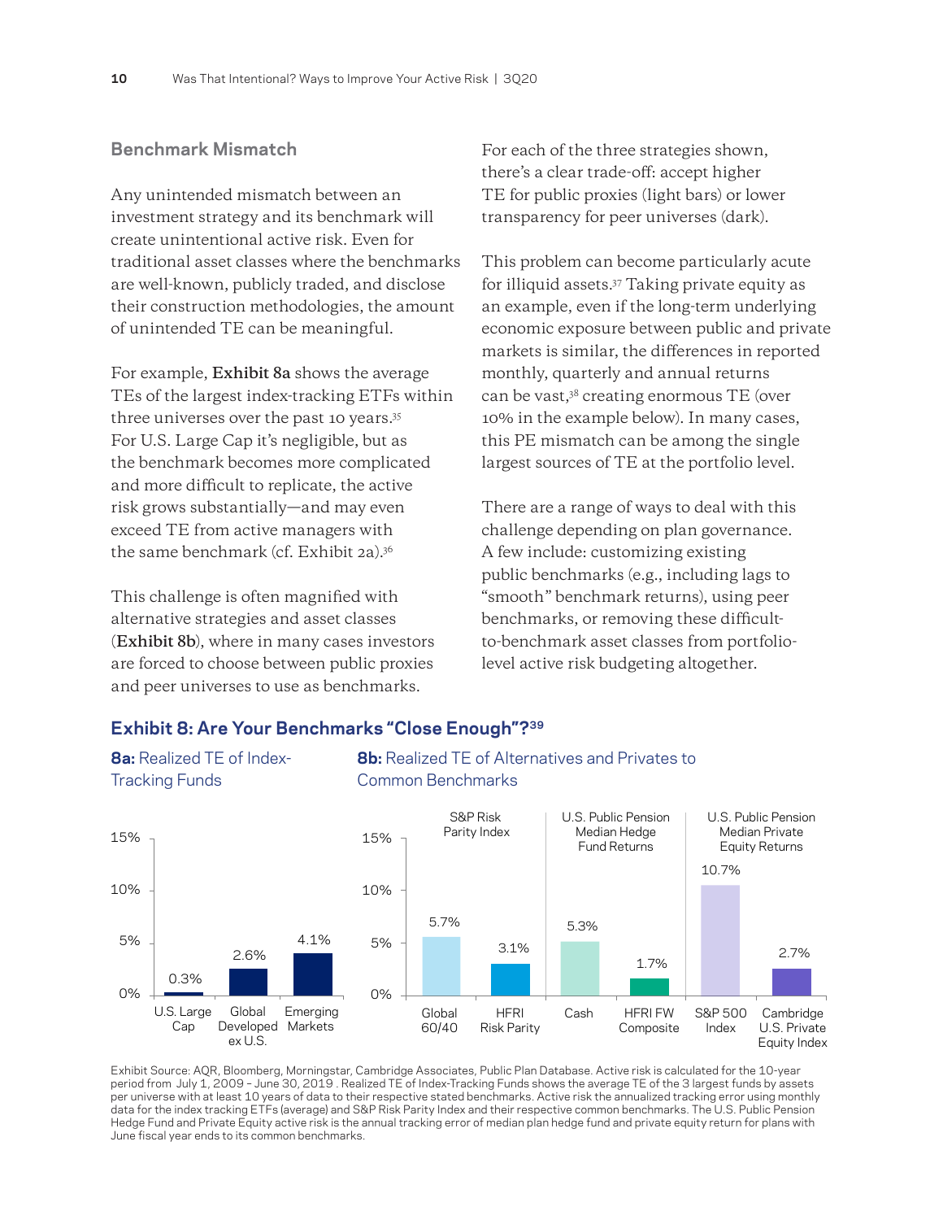## Benchmark Mismatch

Any unintended mismatch between an investment strategy and its benchmark will create unintentional active risk. Even for traditional asset classes where the benchmarks are well-known, publicly traded, and disclose their construction methodologies, the amount of unintended TE can be meaningful.

For example, **Exhibit 8a** shows the average TEs of the largest index-tracking ETFs within three universes over the past 10 years.[35] For U.S. Large Cap it's negligible, but as the benchmark becomes more complicated and more difficult to replicate, the active risk grows substantially—and may even exceed TE from active managers with the same benchmark (cf. Exhibit 2a).[36]

This challenge is often magnified with alternative strategies and asset classes (**Exhibit 8b**), where in many cases investors are forced to choose between public proxies and peer universes to use as benchmarks.

For each of the three strategies shown, there's a clear trade-off: accept higher TE for public proxies (light bars) or lower transparency for peer universes (dark).

This problem can become particularly acute for illiquid assets.[37] Taking private equity as an example, even if the long-term underlying economic exposure between public and private markets is similar, the differences in reported monthly, quarterly and annual returns can be vast,[38] creating enormous TE (over 10% in the example below). In many cases, this PE mismatch can be among the single largest sources of TE at the portfolio level.

There are a range of ways to deal with this challenge depending on plan governance. A few include: customizing existing public benchmarks (e.g., including lags to "smooth" benchmark returns), using peer benchmarks, or removing these difficult-to-benchmark asset classes from portfolio-level active risk budgeting altogether.

### Exhibit 8: Are Your Benchmarks "Close Enough"?[39]

**8a:** Realized TE of Index-Tracking Funds

| Universe | Realized TE |
|---|---|
| U.S. Large Cap | 0.3% |
| Global Developed ex U.S. | 2.6% |
| Emerging Markets | 4.1% |

**8b:** Realized TE of Alternatives and Privates to Common Benchmarks

| Strategy | Benchmark | Realized TE |
|---|---|---|
| S&P Risk Parity Index | Global 60/40 | 5.7% |
| S&P Risk Parity Index | HFRI Risk Parity | 3.1% |
| U.S. Public Pension Median Hedge Fund Returns | Cash | 5.3% |
| U.S. Public Pension Median Hedge Fund Returns | HFRI FW Composite | 1.7% |
| U.S. Public Pension Median Private Equity Returns | S&P 500 Index | 10.7% |
| U.S. Public Pension Median Private Equity Returns | Cambridge U.S. Private Equity Index | 2.7% |

Exhibit Source: AQR, Bloomberg, Morningstar, Cambridge Associates, Public Plan Database. Active risk is calculated for the 10-year period from July 1, 2009 – June 30, 2019 . Realized TE of Index-Tracking Funds shows the average TE of the 3 largest funds by assets per universe with at least 10 years of data to their respective stated benchmarks. Active risk the annualized tracking error using monthly data for the index tracking ETFs (average) and S&P Risk Parity Index and their respective common benchmarks. The U.S. Public Pension Hedge Fund and Private Equity active risk is the annual tracking error of median plan hedge fund and private equity return for plans with June fiscal year ends to its common benchmarks.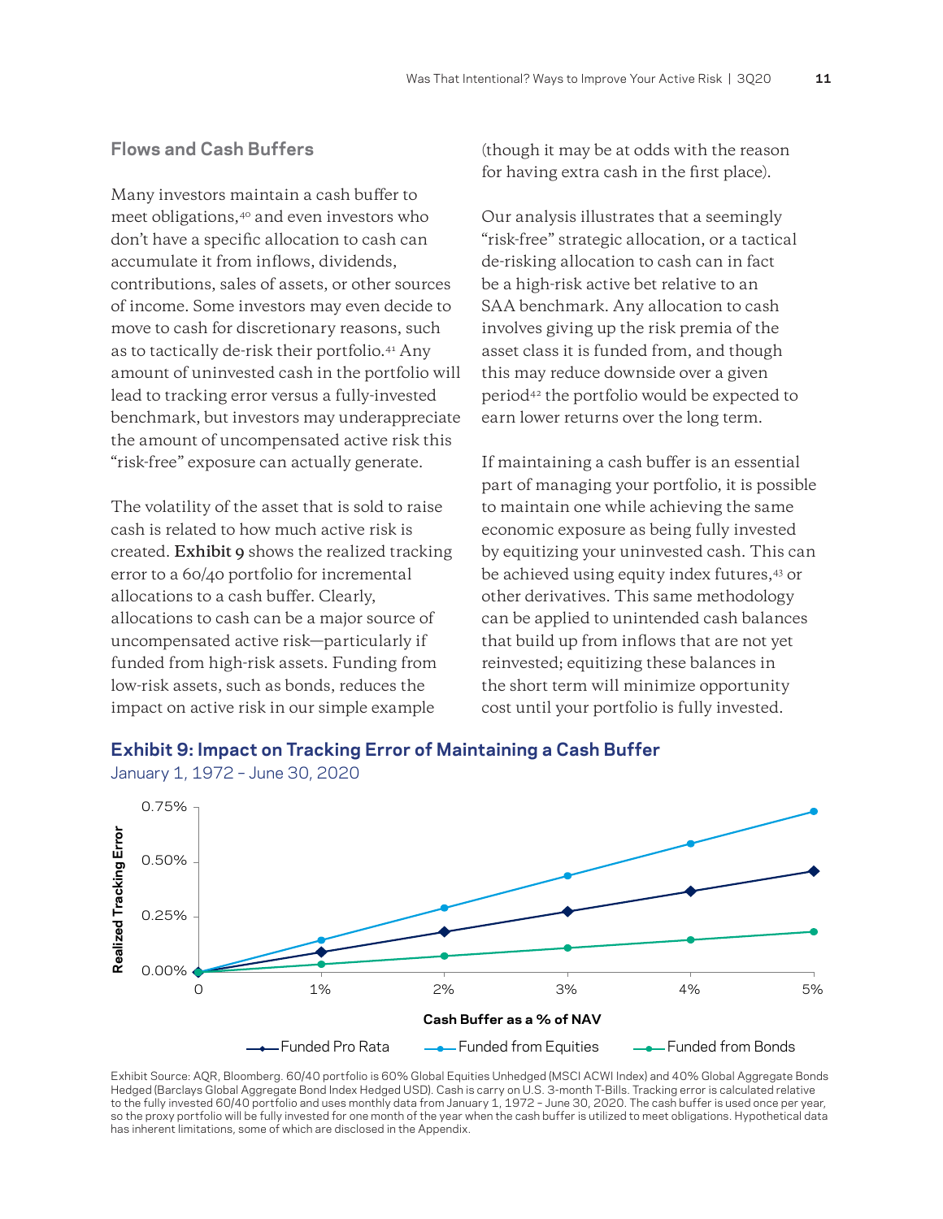## Flows and Cash Buffers

Many investors maintain a cash buffer to meet obligations,[40] and even investors who don't have a specific allocation to cash can accumulate it from inflows, dividends, contributions, sales of assets, or other sources of income. Some investors may even decide to move to cash for discretionary reasons, such as to tactically de-risk their portfolio.[41] Any amount of uninvested cash in the portfolio will lead to tracking error versus a fully-invested benchmark, but investors may underappreciate the amount of uncompensated active risk this "risk-free" exposure can actually generate.

The volatility of the asset that is sold to raise cash is related to how much active risk is created. **Exhibit 9** shows the realized tracking error to a 60/40 portfolio for incremental allocations to a cash buffer. Clearly, allocations to cash can be a major source of uncompensated active risk—particularly if funded from high-risk assets. Funding from low-risk assets, such as bonds, reduces the impact on active risk in our simple example (though it may be at odds with the reason for having extra cash in the first place).

Our analysis illustrates that a seemingly "risk-free" strategic allocation, or a tactical de-risking allocation to cash can in fact be a high-risk active bet relative to an SAA benchmark. Any allocation to cash involves giving up the risk premia of the asset class it is funded from, and though this may reduce downside over a given period[42] the portfolio would be expected to earn lower returns over the long term.

If maintaining a cash buffer is an essential part of managing your portfolio, it is possible to maintain one while achieving the same economic exposure as being fully invested by equitizing your uninvested cash. This can be achieved using equity index futures,[43] or other derivatives. This same methodology can be applied to unintended cash balances that build up from inflows that are not yet reinvested; equitizing these balances in the short term will minimize opportunity cost until your portfolio is fully invested.

**Exhibit 9: Impact on Tracking Error of Maintaining a Cash Buffer**

January 1, 1972 – June 30, 2020

Exhibit Source: AQR, Bloomberg. 60/40 portfolio is 60% Global Equities Unhedged (MSCI ACWI Index) and 40% Global Aggregate Bonds Hedged (Barclays Global Aggregate Bond Index Hedged USD). Cash is carry on U.S. 3-month T-Bills. Tracking error is calculated relative to the fully invested 60/40 portfolio and uses monthly data from January 1, 1972 – June 30, 2020. The cash buffer is used once per year, so the proxy portfolio will be fully invested for one month of the year when the cash buffer is utilized to meet obligations. Hypothetical data has inherent limitations, some of which are disclosed in the Appendix.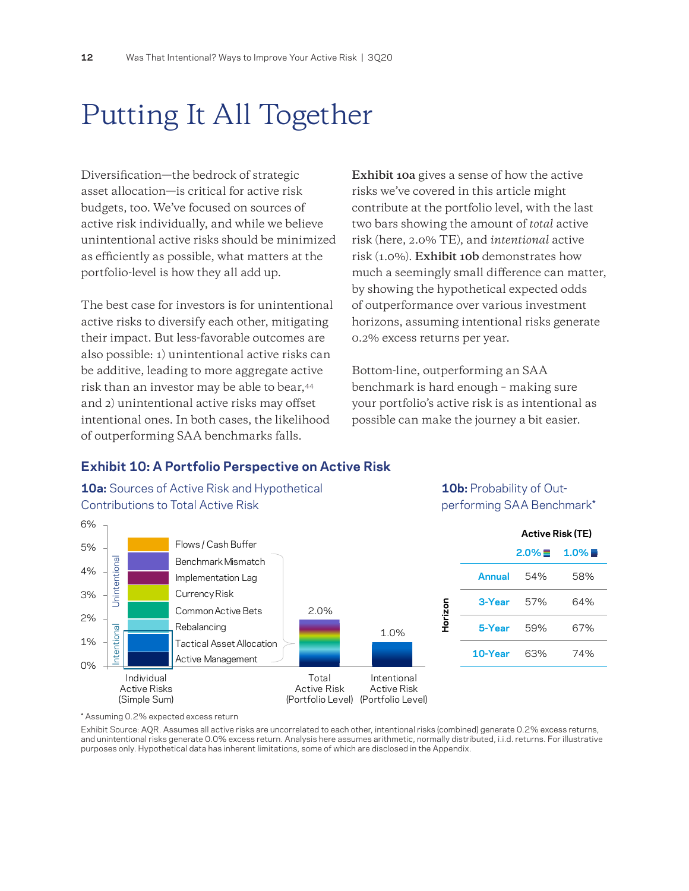# Putting It All Together

Diversification—the bedrock of strategic asset allocation—is critical for active risk budgets, too. We've focused on sources of active risk individually, and while we believe unintentional active risks should be minimized as efficiently as possible, what matters at the portfolio-level is how they all add up.

The best case for investors is for unintentional active risks to diversify each other, mitigating their impact. But less-favorable outcomes are also possible: 1) unintentional active risks can be additive, leading to more aggregate active risk than an investor may be able to bear,[44] and 2) unintentional active risks may offset intentional ones. In both cases, the likelihood of outperforming SAA benchmarks falls.

**Exhibit 10a** gives a sense of how the active risks we've covered in this article might contribute at the portfolio level, with the last two bars showing the amount of *total* active risk (here, 2.0% TE), and *intentional* active risk (1.0%). **Exhibit 10b** demonstrates how much a seemingly small difference can matter, by showing the hypothetical expected odds of outperformance over various investment horizons, assuming intentional risks generate 0.2% excess returns per year.

Bottom-line, outperforming an SAA benchmark is hard enough – making sure your portfolio's active risk is as intentional as possible can make the journey a bit easier.

### Exhibit 10: A Portfolio Perspective on Active Risk

**10a:** Sources of Active Risk and Hypothetical Contributions to Total Active Risk

Individual Active Risks (Simple Sum):
- Unintentional: Flows / Cash Buffer; Benchmark Mismatch; Implementation Lag; Currency Risk; Common Active Bets; Rebalancing
- Intentional: Tactical Asset Allocation; Active Management

Total Active Risk (Portfolio Level): 2.0%

Intentional Active Risk (Portfolio Level): 1.0%

**10b:** Probability of Outperforming SAA Benchmark*

| Horizon | Active Risk (TE) 2.0% | Active Risk (TE) 1.0% |
|---|---|---|
| Annual | 54% | 58% |
| 3-Year | 57% | 64% |
| 5-Year | 59% | 67% |
| 10-Year | 63% | 74% |

\* Assuming 0.2% expected excess return

Exhibit Source: AQR. Assumes all active risks are uncorrelated to each other, intentional risks (combined) generate 0.2% excess returns, and unintentional risks generate 0.0% excess return. Analysis here assumes arithmetic, normally distributed, i.i.d. returns. For illustrative purposes only. Hypothetical data has inherent limitations, some of which are disclosed in the Appendix.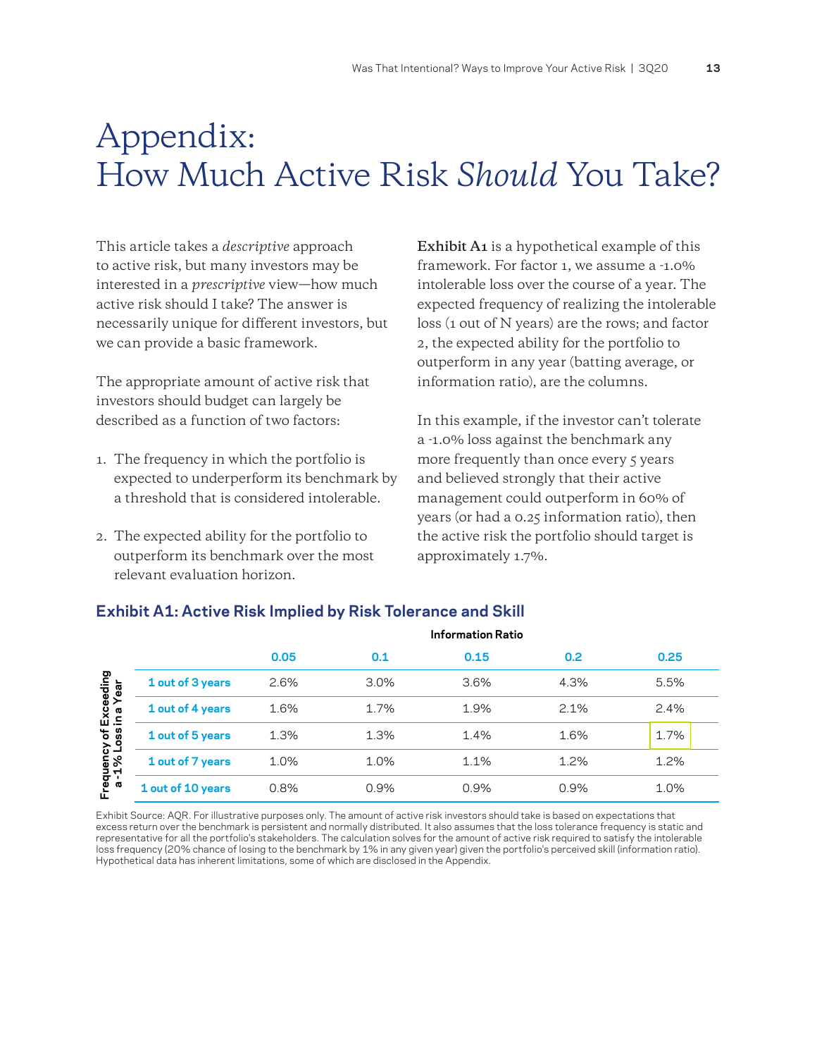# Appendix: How Much Active Risk *Should* You Take?

This article takes a *descriptive* approach to active risk, but many investors may be interested in a *prescriptive* view—how much active risk should I take? The answer is necessarily unique for different investors, but we can provide a basic framework.

The appropriate amount of active risk that investors should budget can largely be described as a function of two factors:

1. The frequency in which the portfolio is expected to underperform its benchmark by a threshold that is considered intolerable.
2. The expected ability for the portfolio to outperform its benchmark over the most relevant evaluation horizon.

**Exhibit A1** is a hypothetical example of this framework. For factor 1, we assume a -1.0% intolerable loss over the course of a year. The expected frequency of realizing the intolerable loss (1 out of N years) are the rows; and factor 2, the expected ability for the portfolio to outperform in any year (batting average, or information ratio), are the columns.

In this example, if the investor can't tolerate a -1.0% loss against the benchmark any more frequently than once every 5 years and believed strongly that their active management could outperform in 60% of years (or had a 0.25 information ratio), then the active risk the portfolio should target is approximately 1.7%.

### Exhibit A1: Active Risk Implied by Risk Tolerance and Skill

| Frequency of Exceeding a -1% Loss in a Year | Information Ratio | | | | |
|---|---|---|---|---|---|
| | **0.05** | **0.1** | **0.15** | **0.2** | **0.25** |
| **1 out of 3 years** | 2.6% | 3.0% | 3.6% | 4.3% | 5.5% |
| **1 out of 4 years** | 1.6% | 1.7% | 1.9% | 2.1% | 2.4% |
| **1 out of 5 years** | 1.3% | 1.3% | 1.4% | 1.6% | 1.7% |
| **1 out of 7 years** | 1.0% | 1.0% | 1.1% | 1.2% | 1.2% |
| **1 out of 10 years** | 0.8% | 0.9% | 0.9% | 0.9% | 1.0% |

Exhibit Source: AQR. For illustrative purposes only. The amount of active risk investors should take is based on expectations that excess return over the benchmark is persistent and normally distributed. It also assumes that the loss tolerance frequency is static and representative for all the portfolio's stakeholders. The calculation solves for the amount of active risk required to satisfy the intolerable loss frequency (20% chance of losing to the benchmark by 1% in any given year) given the portfolio's perceived skill (information ratio). Hypothetical data has inherent limitations, some of which are disclosed in the Appendix.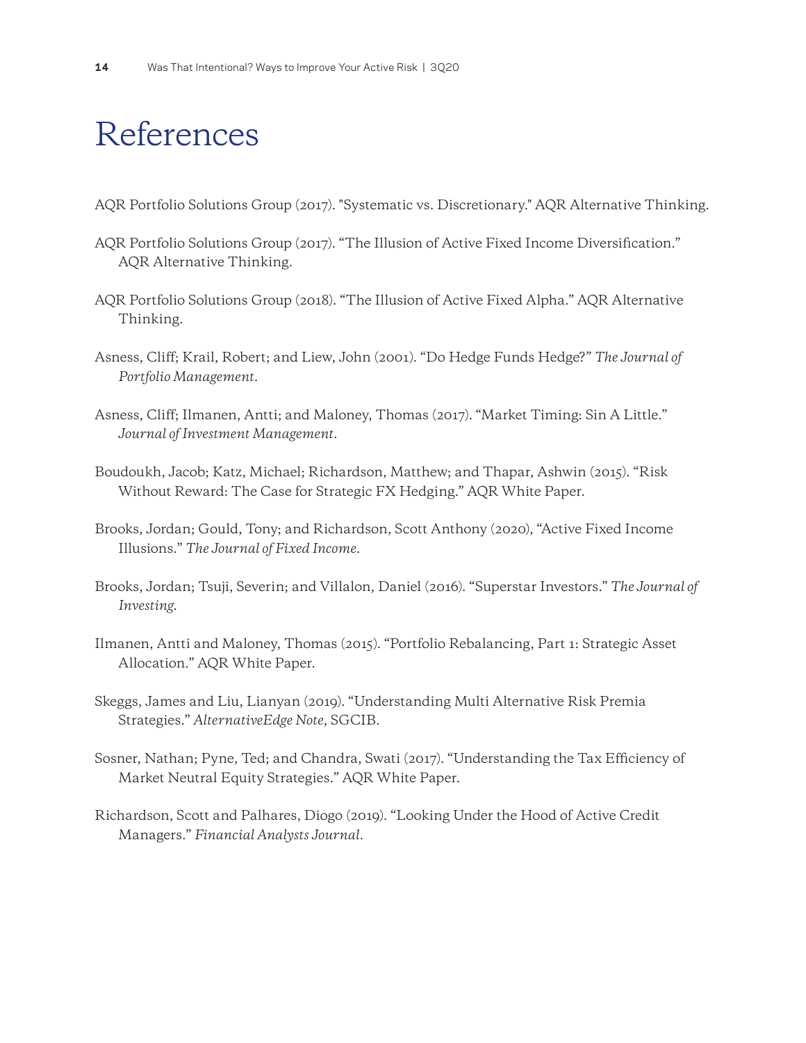# References

AQR Portfolio Solutions Group (2017). "Systematic vs. Discretionary." AQR Alternative Thinking.

AQR Portfolio Solutions Group (2017). "The Illusion of Active Fixed Income Diversification." AQR Alternative Thinking.

AQR Portfolio Solutions Group (2018). "The Illusion of Active Fixed Alpha." AQR Alternative Thinking.

Asness, Cliff; Krail, Robert; and Liew, John (2001). "Do Hedge Funds Hedge?" *The Journal of Portfolio Management*.

Asness, Cliff; Ilmanen, Antti; and Maloney, Thomas (2017). "Market Timing: Sin A Little." *Journal of Investment Management*.

Boudoukh, Jacob; Katz, Michael; Richardson, Matthew; and Thapar, Ashwin (2015). "Risk Without Reward: The Case for Strategic FX Hedging." AQR White Paper.

Brooks, Jordan; Gould, Tony; and Richardson, Scott Anthony (2020), "Active Fixed Income Illusions." *The Journal of Fixed Income*.

Brooks, Jordan; Tsuji, Severin; and Villalon, Daniel (2016). "Superstar Investors." *The Journal of Investing*.

Ilmanen, Antti and Maloney, Thomas (2015). "Portfolio Rebalancing, Part 1: Strategic Asset Allocation." AQR White Paper.

Skeggs, James and Liu, Lianyan (2019). "Understanding Multi Alternative Risk Premia Strategies." *AlternativeEdge Note*, SGCIB.

Sosner, Nathan; Pyne, Ted; and Chandra, Swati (2017). "Understanding the Tax Efficiency of Market Neutral Equity Strategies." AQR White Paper.

Richardson, Scott and Palhares, Diogo (2019). "Looking Under the Hood of Active Credit Managers." *Financial Analysts Journal*.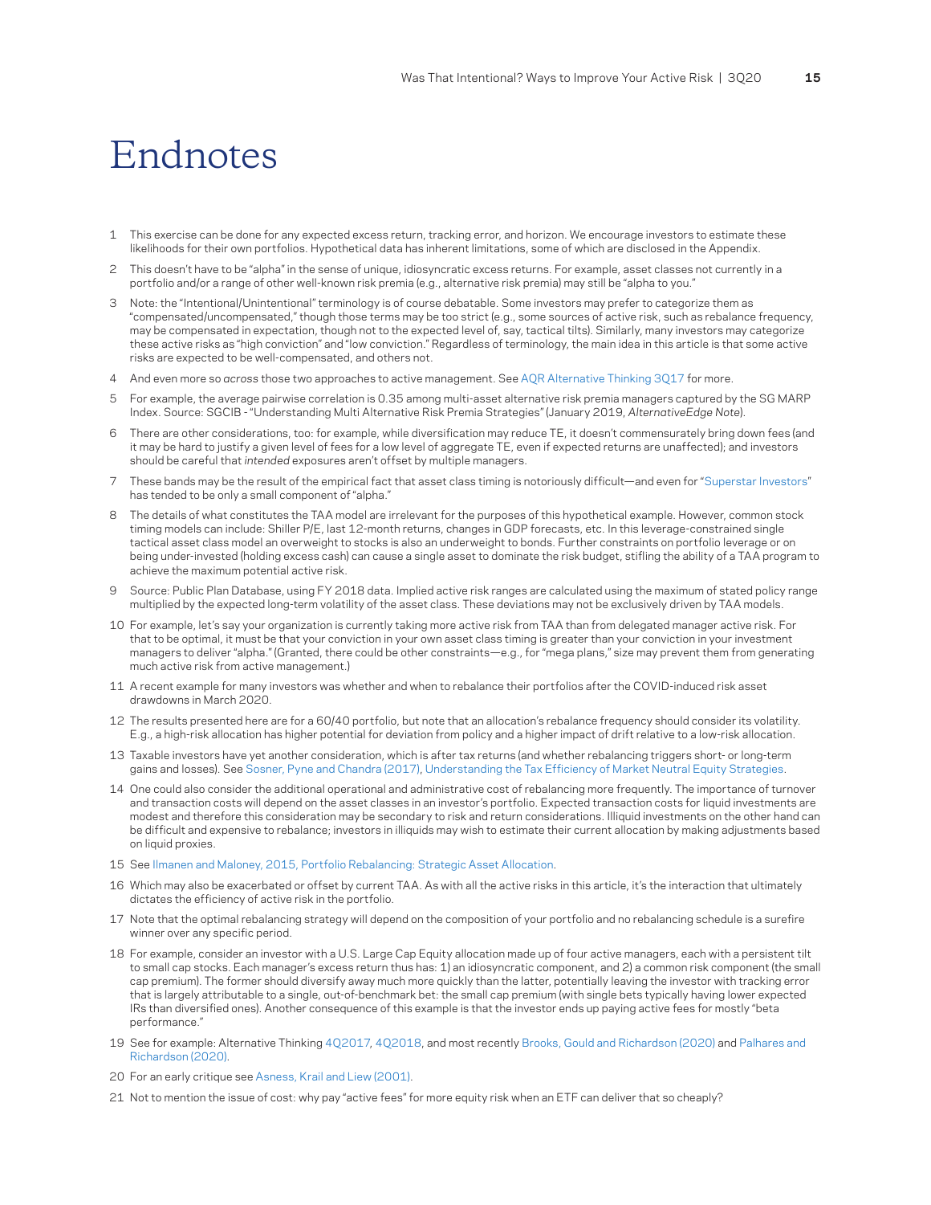# Endnotes

1 This exercise can be done for any expected excess return, tracking error, and horizon. We encourage investors to estimate these likelihoods for their own portfolios. Hypothetical data has inherent limitations, some of which are disclosed in the Appendix.

2 This doesn't have to be "alpha" in the sense of unique, idiosyncratic excess returns. For example, asset classes not currently in a portfolio and/or a range of other well-known risk premia (e.g., alternative risk premia) may still be "alpha to you."

3 Note: the "Intentional/Unintentional" terminology is of course debatable. Some investors may prefer to categorize them as "compensated/uncompensated," though those terms may be too strict (e.g., some sources of active risk, such as rebalance frequency, may be compensated in expectation, though not to the expected level of, say, tactical tilts). Similarly, many investors may categorize these active risks as "high conviction" and "low conviction." Regardless of terminology, the main idea in this article is that some active risks are expected to be well-compensated, and others not.

4 And even more so *across* those two approaches to active management. See AQR Alternative Thinking 3Q17 for more.

5 For example, the average pairwise correlation is 0.35 among multi-asset alternative risk premia managers captured by the SG MARP Index. Source: SGCIB - "Understanding Multi Alternative Risk Premia Strategies" (January 2019, *AlternativeEdge Note*).

6 There are other considerations, too: for example, while diversification may reduce TE, it doesn't commensurately bring down fees (and it may be hard to justify a given level of fees for a low level of aggregate TE, even if expected returns are unaffected); and investors should be careful that *intended* exposures aren't offset by multiple managers.

7 These bands may be the result of the empirical fact that asset class timing is notoriously difficult—and even for "Superstar Investors" has tended to be only a small component of "alpha."

8 The details of what constitutes the TAA model are irrelevant for the purposes of this hypothetical example. However, common stock timing models can include: Shiller P/E, last 12-month returns, changes in GDP forecasts, etc. In this leverage-constrained single tactical asset class model an overweight to stocks is also an underweight to bonds. Further constraints on portfolio leverage or on being under-invested (holding excess cash) can cause a single asset to dominate the risk budget, stifling the ability of a TAA program to achieve the maximum potential active risk.

9 Source: Public Plan Database, using FY 2018 data. Implied active risk ranges are calculated using the maximum of stated policy range multiplied by the expected long-term volatility of the asset class. These deviations may not be exclusively driven by TAA models.

10 For example, let's say your organization is currently taking more active risk from TAA than from delegated manager active risk. For that to be optimal, it must be that your conviction in your own asset class timing is greater than your conviction in your investment managers to deliver "alpha." (Granted, there could be other constraints—e.g., for "mega plans," size may prevent them from generating much active risk from active management.)

11 A recent example for many investors was whether and when to rebalance their portfolios after the COVID-induced risk asset drawdowns in March 2020.

12 The results presented here are for a 60/40 portfolio, but note that an allocation's rebalance frequency should consider its volatility. E.g., a high-risk allocation has higher potential for deviation from policy and a higher impact of drift relative to a low-risk allocation.

13 Taxable investors have yet another consideration, which is after tax returns (and whether rebalancing triggers short- or long-term gains and losses). See Sosner, Pyne and Chandra (2017), Understanding the Tax Efficiency of Market Neutral Equity Strategies.

14 One could also consider the additional operational and administrative cost of rebalancing more frequently. The importance of turnover and transaction costs will depend on the asset classes in an investor's portfolio. Expected transaction costs for liquid investments are modest and therefore this consideration may be secondary to risk and return considerations. Illiquid investments on the other hand can be difficult and expensive to rebalance; investors in illiquids may wish to estimate their current allocation by making adjustments based on liquid proxies.

15 See Ilmanen and Maloney, 2015, Portfolio Rebalancing: Strategic Asset Allocation.

16 Which may also be exacerbated or offset by current TAA. As with all the active risks in this article, it's the interaction that ultimately dictates the efficiency of active risk in the portfolio.

17 Note that the optimal rebalancing strategy will depend on the composition of your portfolio and no rebalancing schedule is a surefire winner over any specific period.

18 For example, consider an investor with a U.S. Large Cap Equity allocation made up of four active managers, each with a persistent tilt to small cap stocks. Each manager's excess return thus has: 1) an idiosyncratic component, and 2) a common risk component (the small cap premium). The former should diversify away much more quickly than the latter, potentially leaving the investor with tracking error that is largely attributable to a single, out-of-benchmark bet: the small cap premium (with single bets typically having lower expected IRs than diversified ones). Another consequence of this example is that the investor ends up paying active fees for mostly "beta performance."

19 See for example: Alternative Thinking 4Q2017, 4Q2018, and most recently Brooks, Gould and Richardson (2020) and Palhares and Richardson (2020).

20 For an early critique see Asness, Krail and Liew (2001).

21 Not to mention the issue of cost: why pay "active fees" for more equity risk when an ETF can deliver that so cheaply?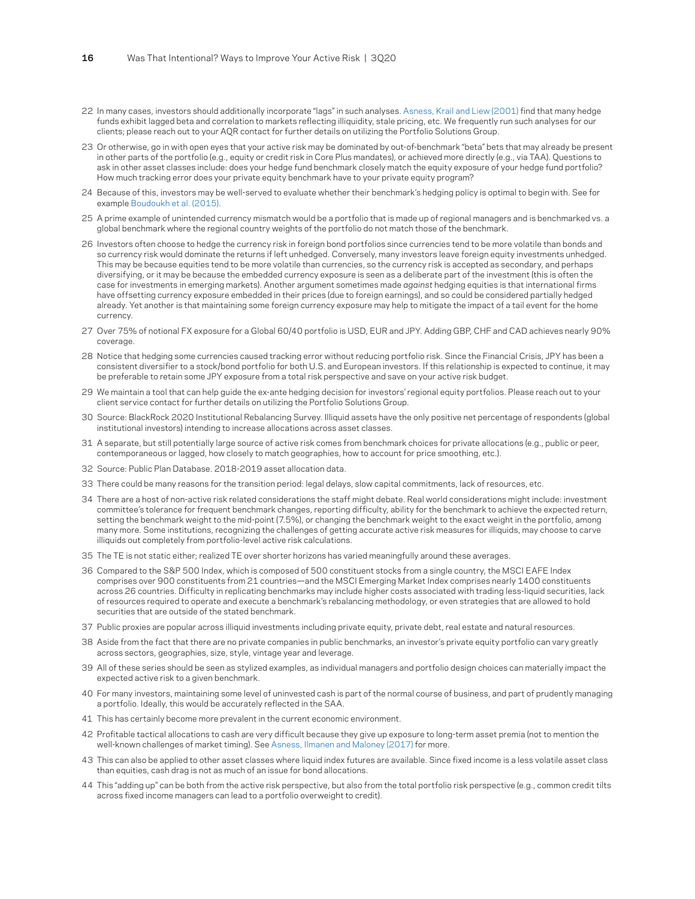22 In many cases, investors should additionally incorporate "lags" in such analyses. Asness, Krail and Liew (2001) find that many hedge funds exhibit lagged beta and correlation to markets reflecting illiquidity, stale pricing, etc. We frequently run such analyses for our clients; please reach out to your AQR contact for further details on utilizing the Portfolio Solutions Group.

23 Or otherwise, go in with open eyes that your active risk may be dominated by out-of-benchmark "beta" bets that may already be present in other parts of the portfolio (e.g., equity or credit risk in Core Plus mandates), or achieved more directly (e.g., via TAA). Questions to ask in other asset classes include: does your hedge fund benchmark closely match the equity exposure of your hedge fund portfolio? How much tracking error does your private equity benchmark have to your private equity program?

24 Because of this, investors may be well-served to evaluate whether their benchmark's hedging policy is optimal to begin with. See for example Boudoukh et al. (2015).

25 A prime example of unintended currency mismatch would be a portfolio that is made up of regional managers and is benchmarked vs. a global benchmark where the regional country weights of the portfolio do not match those of the benchmark.

26 Investors often choose to hedge the currency risk in foreign bond portfolios since currencies tend to be more volatile than bonds and so currency risk would dominate the returns if left unhedged. Conversely, many investors leave foreign equity investments unhedged. This may be because equities tend to be more volatile than currencies, so the currency risk is accepted as secondary, and perhaps diversifying, or it may be because the embedded currency exposure is seen as a deliberate part of the investment (this is often the case for investments in emerging markets). Another argument sometimes made *against* hedging equities is that international firms have offsetting currency exposure embedded in their prices (due to foreign earnings), and so could be considered partially hedged already. Yet another is that maintaining some foreign currency exposure may help to mitigate the impact of a tail event for the home currency.

27 Over 75% of notional FX exposure for a Global 60/40 portfolio is USD, EUR and JPY. Adding GBP, CHF and CAD achieves nearly 90% coverage.

28 Notice that hedging some currencies caused tracking error without reducing portfolio risk. Since the Financial Crisis, JPY has been a consistent diversifier to a stock/bond portfolio for both U.S. and European investors. If this relationship is expected to continue, it may be preferable to retain some JPY exposure from a total risk perspective and save on your active risk budget.

29 We maintain a tool that can help guide the ex-ante hedging decision for investors' regional equity portfolios. Please reach out to your client service contact for further details on utilizing the Portfolio Solutions Group.

30 Source: BlackRock 2020 Institutional Rebalancing Survey. Illiquid assets have the only positive net percentage of respondents (global institutional investors) intending to increase allocations across asset classes.

31 A separate, but still potentially large source of active risk comes from benchmark choices for private allocations (e.g., public or peer, contemporaneous or lagged, how closely to match geographies, how to account for price smoothing, etc.).

32 Source: Public Plan Database. 2018-2019 asset allocation data.

33 There could be many reasons for the transition period: legal delays, slow capital commitments, lack of resources, etc.

34 There are a host of non-active risk related considerations the staff might debate. Real world considerations might include: investment committee's tolerance for frequent benchmark changes, reporting difficulty, ability for the benchmark to achieve the expected return, setting the benchmark weight to the mid-point (7.5%), or changing the benchmark weight to the exact weight in the portfolio, among many more. Some institutions, recognizing the challenges of getting accurate active risk measures for illiquids, may choose to carve illiquids out completely from portfolio-level active risk calculations.

35 The TE is not static either; realized TE over shorter horizons has varied meaningfully around these averages.

36 Compared to the S&P 500 Index, which is composed of 500 constituent stocks from a single country, the MSCI EAFE Index comprises over 900 constituents from 21 countries—and the MSCI Emerging Market Index comprises nearly 1400 constituents across 26 countries. Difficulty in replicating benchmarks may include higher costs associated with trading less-liquid securities, lack of resources required to operate and execute a benchmark's rebalancing methodology, or even strategies that are allowed to hold securities that are outside of the stated benchmark.

37 Public proxies are popular across illiquid investments including private equity, private debt, real estate and natural resources.

38 Aside from the fact that there are no private companies in public benchmarks, an investor's private equity portfolio can vary greatly across sectors, geographies, size, style, vintage year and leverage.

39 All of these series should be seen as stylized examples, as individual managers and portfolio design choices can materially impact the expected active risk to a given benchmark.

40 For many investors, maintaining some level of uninvested cash is part of the normal course of business, and part of prudently managing a portfolio. Ideally, this would be accurately reflected in the SAA.

41 This has certainly become more prevalent in the current economic environment.

42 Profitable tactical allocations to cash are very difficult because they give up exposure to long-term asset premia (not to mention the well-known challenges of market timing). See Asness, Ilmanen and Maloney (2017) for more.

43 This can also be applied to other asset classes where liquid index futures are available. Since fixed income is a less volatile asset class than equities, cash drag is not as much of an issue for bond allocations.

44 This "adding up" can be both from the active risk perspective, but also from the total portfolio risk perspective (e.g., common credit tilts across fixed income managers can lead to a portfolio overweight to credit).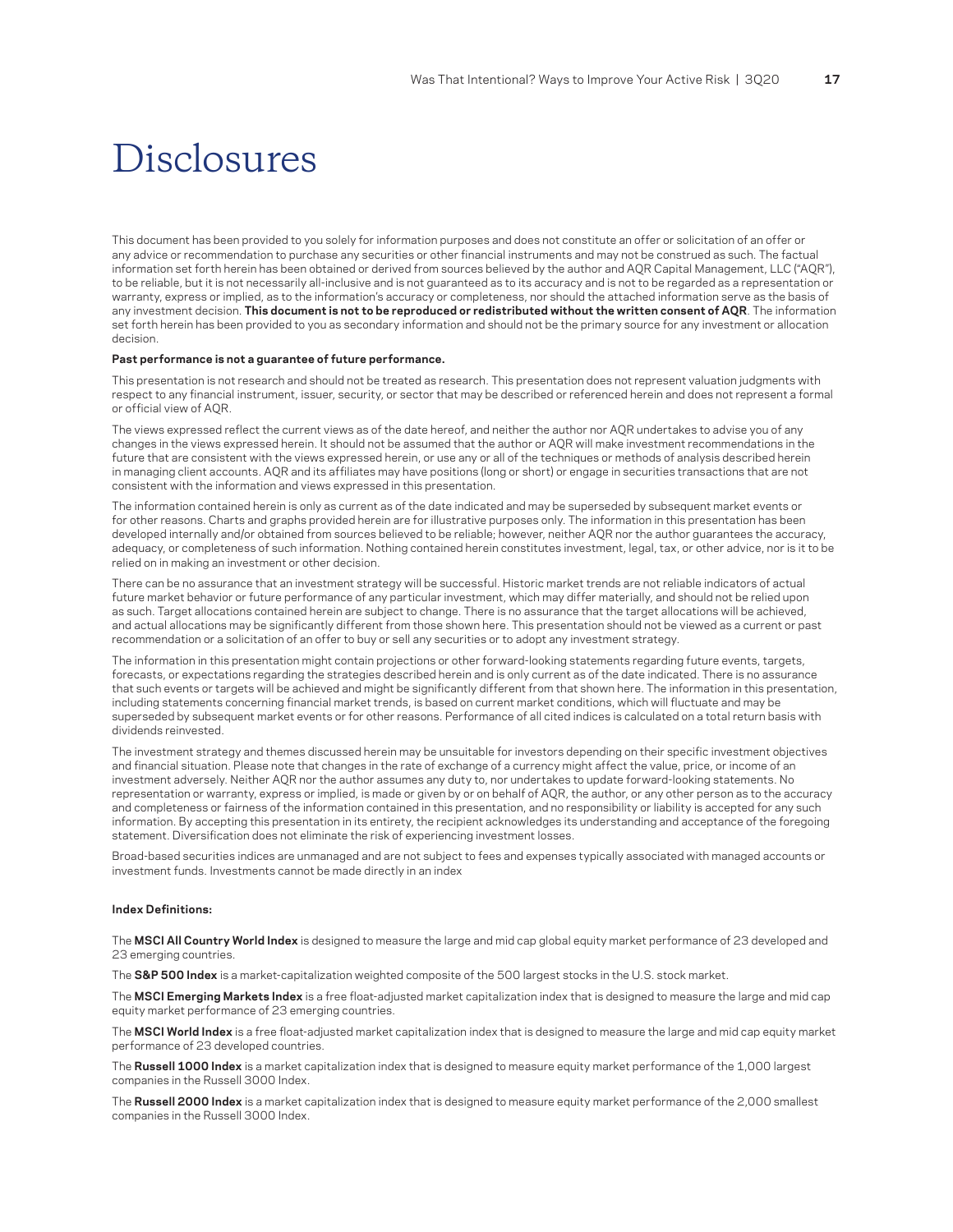# Disclosures

This document has been provided to you solely for information purposes and does not constitute an offer or solicitation of an offer or any advice or recommendation to purchase any securities or other financial instruments and may not be construed as such. The factual information set forth herein has been obtained or derived from sources believed by the author and AQR Capital Management, LLC ("AQR"), to be reliable, but it is not necessarily all-inclusive and is not guaranteed as to its accuracy and is not to be regarded as a representation or warranty, express or implied, as to the information's accuracy or completeness, nor should the attached information serve as the basis of any investment decision. **This document is not to be reproduced or redistributed without the written consent of AQR**. The information set forth herein has been provided to you as secondary information and should not be the primary source for any investment or allocation decision.

**Past performance is not a guarantee of future performance.**

This presentation is not research and should not be treated as research. This presentation does not represent valuation judgments with respect to any financial instrument, issuer, security, or sector that may be described or referenced herein and does not represent a formal or official view of AQR.

The views expressed reflect the current views as of the date hereof, and neither the author nor AQR undertakes to advise you of any changes in the views expressed herein. It should not be assumed that the author or AQR will make investment recommendations in the future that are consistent with the views expressed herein, or use any or all of the techniques or methods of analysis described herein in managing client accounts. AQR and its affiliates may have positions (long or short) or engage in securities transactions that are not consistent with the information and views expressed in this presentation.

The information contained herein is only as current as of the date indicated and may be superseded by subsequent market events or for other reasons. Charts and graphs provided herein are for illustrative purposes only. The information in this presentation has been developed internally and/or obtained from sources believed to be reliable; however, neither AQR nor the author guarantees the accuracy, adequacy, or completeness of such information. Nothing contained herein constitutes investment, legal, tax, or other advice, nor is it to be relied on in making an investment or other decision.

There can be no assurance that an investment strategy will be successful. Historic market trends are not reliable indicators of actual future market behavior or future performance of any particular investment, which may differ materially, and should not be relied upon as such. Target allocations contained herein are subject to change. There is no assurance that the target allocations will be achieved, and actual allocations may be significantly different from those shown here. This presentation should not be viewed as a current or past recommendation or a solicitation of an offer to buy or sell any securities or to adopt any investment strategy.

The information in this presentation might contain projections or other forward-looking statements regarding future events, targets, forecasts, or expectations regarding the strategies described herein and is only current as of the date indicated. There is no assurance that such events or targets will be achieved and might be significantly different from that shown here. The information in this presentation, including statements concerning financial market trends, is based on current market conditions, which will fluctuate and may be superseded by subsequent market events or for other reasons. Performance of all cited indices is calculated on a total return basis with dividends reinvested.

The investment strategy and themes discussed herein may be unsuitable for investors depending on their specific investment objectives and financial situation. Please note that changes in the rate of exchange of a currency might affect the value, price, or income of an investment adversely. Neither AQR nor the author assumes any duty to, nor undertakes to update forward-looking statements. No representation or warranty, express or implied, is made or given by or on behalf of AQR, the author, or any other person as to the accuracy and completeness or fairness of the information contained in this presentation, and no responsibility or liability is accepted for any such information. By accepting this presentation in its entirety, the recipient acknowledges its understanding and acceptance of the foregoing statement. Diversification does not eliminate the risk of experiencing investment losses.

Broad-based securities indices are unmanaged and are not subject to fees and expenses typically associated with managed accounts or investment funds. Investments cannot be made directly in an index

**Index Definitions:**

The **MSCI All Country World Index** is designed to measure the large and mid cap global equity market performance of 23 developed and 23 emerging countries.

The **S&P 500 Index** is a market-capitalization weighted composite of the 500 largest stocks in the U.S. stock market.

The **MSCI Emerging Markets Index** is a free float-adjusted market capitalization index that is designed to measure the large and mid cap equity market performance of 23 emerging countries.

The **MSCI World Index** is a free float-adjusted market capitalization index that is designed to measure the large and mid cap equity market performance of 23 developed countries.

The **Russell 1000 Index** is a market capitalization index that is designed to measure equity market performance of the 1,000 largest companies in the Russell 3000 Index.

The **Russell 2000 Index** is a market capitalization index that is designed to measure equity market performance of the 2,000 smallest companies in the Russell 3000 Index.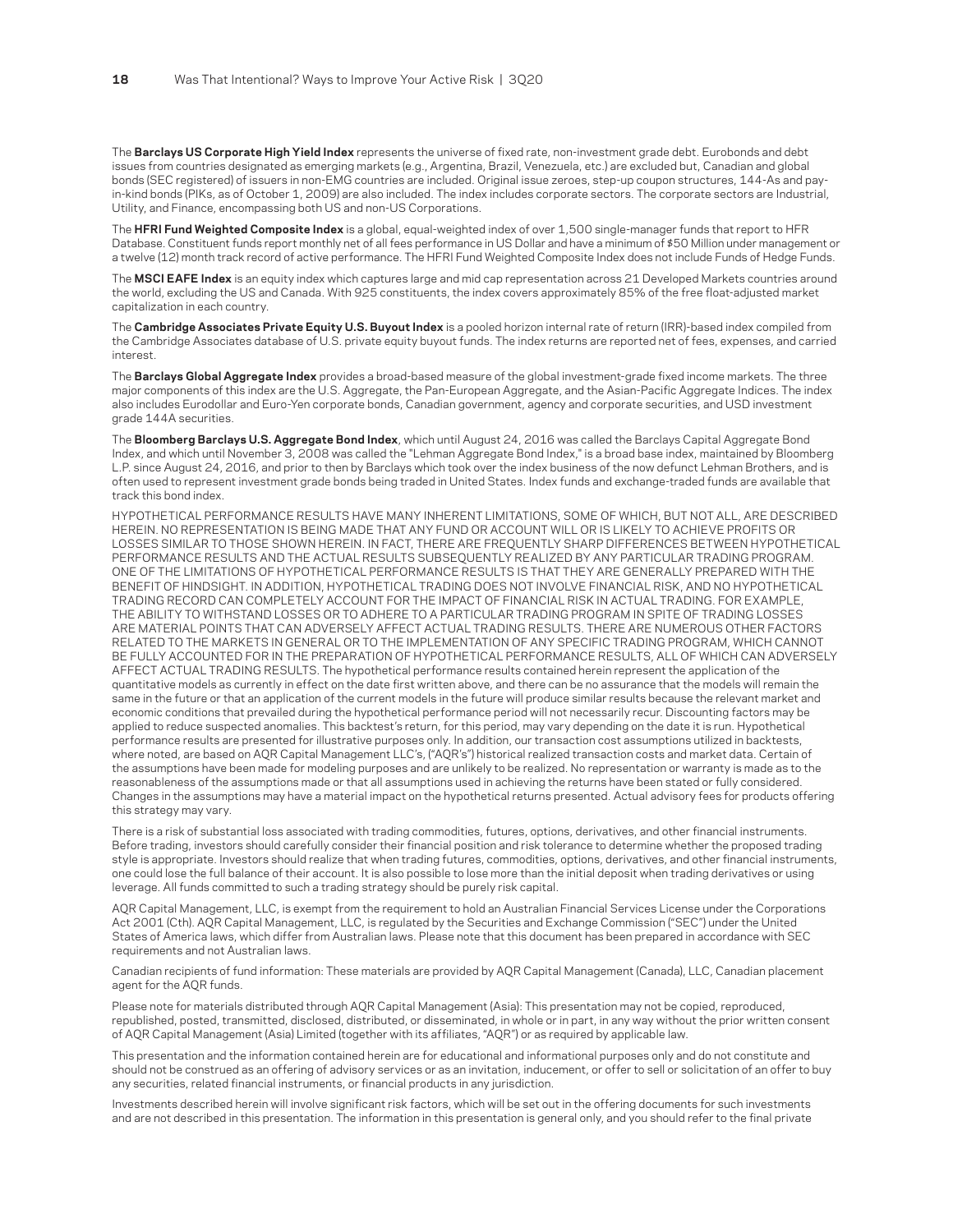The **Barclays US Corporate High Yield Index** represents the universe of fixed rate, non-investment grade debt. Eurobonds and debt issues from countries designated as emerging markets (e.g., Argentina, Brazil, Venezuela, etc.) are excluded but, Canadian and global bonds (SEC registered) of issuers in non-EMG countries are included. Original issue zeroes, step-up coupon structures, 144-As and pay-in-kind bonds (PIKs, as of October 1, 2009) are also included. The index includes corporate sectors. The corporate sectors are Industrial, Utility, and Finance, encompassing both US and non-US Corporations.

The **HFRI Fund Weighted Composite Index** is a global, equal-weighted index of over 1,500 single-manager funds that report to HFR Database. Constituent funds report monthly net of all fees performance in US Dollar and have a minimum of $50 Million under management or a twelve (12) month track record of active performance. The HFRI Fund Weighted Composite Index does not include Funds of Hedge Funds.

The **MSCI EAFE Index** is an equity index which captures large and mid cap representation across 21 Developed Markets countries around the world, excluding the US and Canada. With 925 constituents, the index covers approximately 85% of the free float-adjusted market capitalization in each country.

The **Cambridge Associates Private Equity U.S. Buyout Index** is a pooled horizon internal rate of return (IRR)-based index compiled from the Cambridge Associates database of U.S. private equity buyout funds. The index returns are reported net of fees, expenses, and carried interest.

The **Barclays Global Aggregate Index** provides a broad-based measure of the global investment-grade fixed income markets. The three major components of this index are the U.S. Aggregate, the Pan-European Aggregate, and the Asian-Pacific Aggregate Indices. The index also includes Eurodollar and Euro-Yen corporate bonds, Canadian government, agency and corporate securities, and USD investment grade 144A securities.

The **Bloomberg Barclays U.S. Aggregate Bond Index**, which until August 24, 2016 was called the Barclays Capital Aggregate Bond Index, and which until November 3, 2008 was called the "Lehman Aggregate Bond Index," is a broad base index, maintained by Bloomberg L.P. since August 24, 2016, and prior to then by Barclays which took over the index business of the now defunct Lehman Brothers, and is often used to represent investment grade bonds being traded in United States. Index funds and exchange-traded funds are available that track this bond index.

HYPOTHETICAL PERFORMANCE RESULTS HAVE MANY INHERENT LIMITATIONS, SOME OF WHICH, BUT NOT ALL, ARE DESCRIBED HEREIN. NO REPRESENTATION IS BEING MADE THAT ANY FUND OR ACCOUNT WILL OR IS LIKELY TO ACHIEVE PROFITS OR LOSSES SIMILAR TO THOSE SHOWN HEREIN. IN FACT, THERE ARE FREQUENTLY SHARP DIFFERENCES BETWEEN HYPOTHETICAL PERFORMANCE RESULTS AND THE ACTUAL RESULTS SUBSEQUENTLY REALIZED BY ANY PARTICULAR TRADING PROGRAM. ONE OF THE LIMITATIONS OF HYPOTHETICAL PERFORMANCE RESULTS IS THAT THEY ARE GENERALLY PREPARED WITH THE BENEFIT OF HINDSIGHT. IN ADDITION, HYPOTHETICAL TRADING DOES NOT INVOLVE FINANCIAL RISK, AND NO HYPOTHETICAL TRADING RECORD CAN COMPLETELY ACCOUNT FOR THE IMPACT OF FINANCIAL RISK IN ACTUAL TRADING. FOR EXAMPLE, THE ABILITY TO WITHSTAND LOSSES OR TO ADHERE TO A PARTICULAR TRADING PROGRAM IN SPITE OF TRADING LOSSES ARE MATERIAL POINTS THAT CAN ADVERSELY AFFECT ACTUAL TRADING RESULTS. THERE ARE NUMEROUS OTHER FACTORS RELATED TO THE MARKETS IN GENERAL OR TO THE IMPLEMENTATION OF ANY SPECIFIC TRADING PROGRAM, WHICH CANNOT BE FULLY ACCOUNTED FOR IN THE PREPARATION OF HYPOTHETICAL PERFORMANCE RESULTS, ALL OF WHICH CAN ADVERSELY AFFECT ACTUAL TRADING RESULTS. The hypothetical performance results contained herein represent the application of the quantitative models as currently in effect on the date first written above, and there can be no assurance that the models will remain the same in the future or that an application of the current models in the future will produce similar results because the relevant market and economic conditions that prevailed during the hypothetical performance period will not necessarily recur. Discounting factors may be applied to reduce suspected anomalies. This backtest's return, for this period, may vary depending on the date it is run. Hypothetical performance results are presented for illustrative purposes only. In addition, our transaction cost assumptions utilized in backtests, where noted, are based on AQR Capital Management LLC's, ("AQR's") historical realized transaction costs and market data. Certain of the assumptions have been made for modeling purposes and are unlikely to be realized. No representation or warranty is made as to the reasonableness of the assumptions made or that all assumptions used in achieving the returns have been stated or fully considered. Changes in the assumptions may have a material impact on the hypothetical returns presented. Actual advisory fees for products offering this strategy may vary.

There is a risk of substantial loss associated with trading commodities, futures, options, derivatives, and other financial instruments. Before trading, investors should carefully consider their financial position and risk tolerance to determine whether the proposed trading style is appropriate. Investors should realize that when trading futures, commodities, options, derivatives, and other financial instruments, one could lose the full balance of their account. It is also possible to lose more than the initial deposit when trading derivatives or using leverage. All funds committed to such a trading strategy should be purely risk capital.

AQR Capital Management, LLC, is exempt from the requirement to hold an Australian Financial Services License under the Corporations Act 2001 (Cth). AQR Capital Management, LLC, is regulated by the Securities and Exchange Commission ("SEC") under the United States of America laws, which differ from Australian laws. Please note that this document has been prepared in accordance with SEC requirements and not Australian laws.

Canadian recipients of fund information: These materials are provided by AQR Capital Management (Canada), LLC, Canadian placement agent for the AQR funds.

Please note for materials distributed through AQR Capital Management (Asia): This presentation may not be copied, reproduced, republished, posted, transmitted, disclosed, distributed, or disseminated, in whole or in part, in any way without the prior written consent of AQR Capital Management (Asia) Limited (together with its affiliates, "AQR") or as required by applicable law.

This presentation and the information contained herein are for educational and informational purposes only and do not constitute and should not be construed as an offering of advisory services or as an invitation, inducement, or offer to sell or solicitation of an offer to buy any securities, related financial instruments, or financial products in any jurisdiction.

Investments described herein will involve significant risk factors, which will be set out in the offering documents for such investments and are not described in this presentation. The information in this presentation is general only, and you should refer to the final private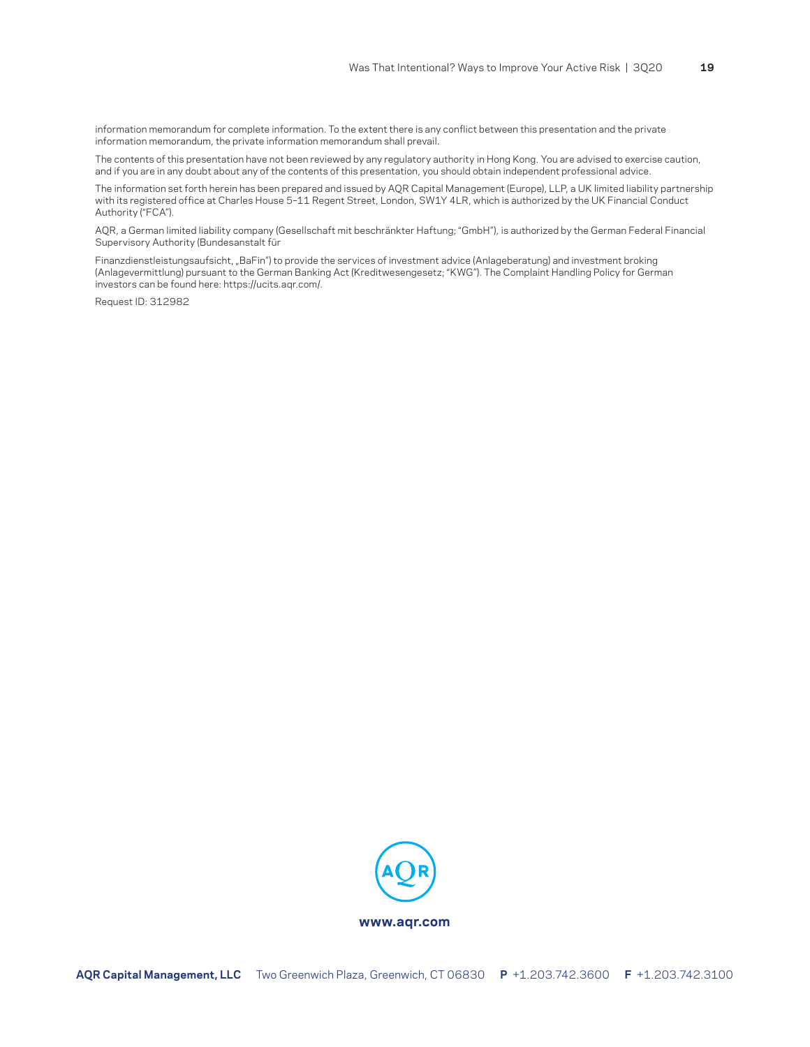information memorandum for complete information. To the extent there is any conflict between this presentation and the private information memorandum, the private information memorandum shall prevail.

The contents of this presentation have not been reviewed by any regulatory authority in Hong Kong. You are advised to exercise caution, and if you are in any doubt about any of the contents of this presentation, you should obtain independent professional advice.

The information set forth herein has been prepared and issued by AQR Capital Management (Europe), LLP, a UK limited liability partnership with its registered office at Charles House 5–11 Regent Street, London, SW1Y 4LR, which is authorized by the UK Financial Conduct Authority ("FCA").

AQR, a German limited liability company (Gesellschaft mit beschränkter Haftung; "GmbH"), is authorized by the German Federal Financial Supervisory Authority (Bundesanstalt für

Finanzdienstleistungsaufsicht, „BaFin") to provide the services of investment advice (Anlageberatung) and investment broking (Anlagevermittlung) pursuant to the German Banking Act (Kreditwesengesetz; "KWG"). The Complaint Handling Policy for German investors can be found here: https://ucits.aqr.com/.

Request ID: 312982

AQR

**www.aqr.com**

**AQR Capital Management, LLC** Two Greenwich Plaza, Greenwich, CT 06830 **P** +1.203.742.3600 **F** +1.203.742.3100